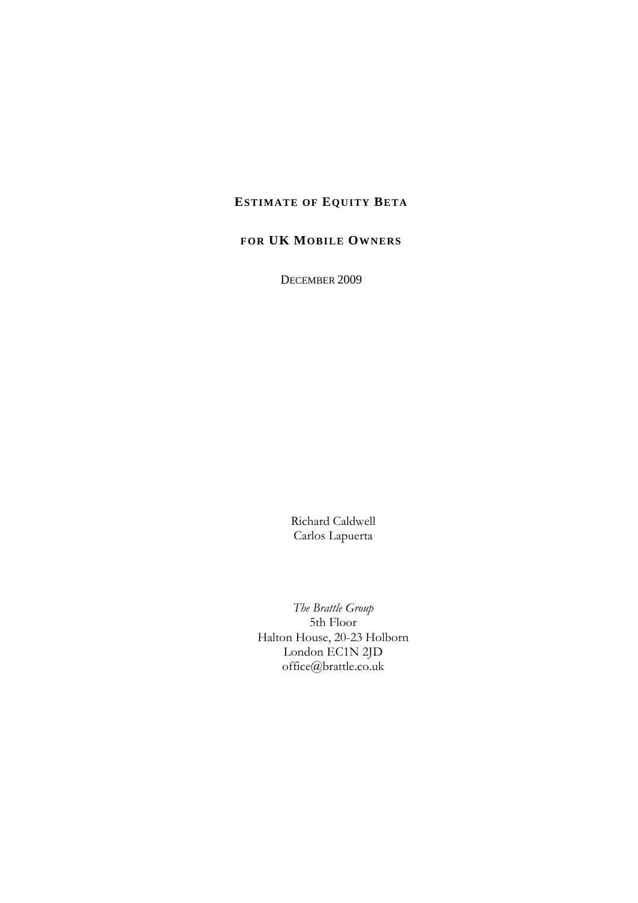# ESTIMATE OF EQUITY BETA

## FOR UK MOBILE OWNERS

DECEMBER 2009

Richard Caldwell
Carlos Lapuerta

*The Brattle Group*
5th Floor
Halton House, 20-23 Holborn
London EC1N 2JD
office@brattle.co.uk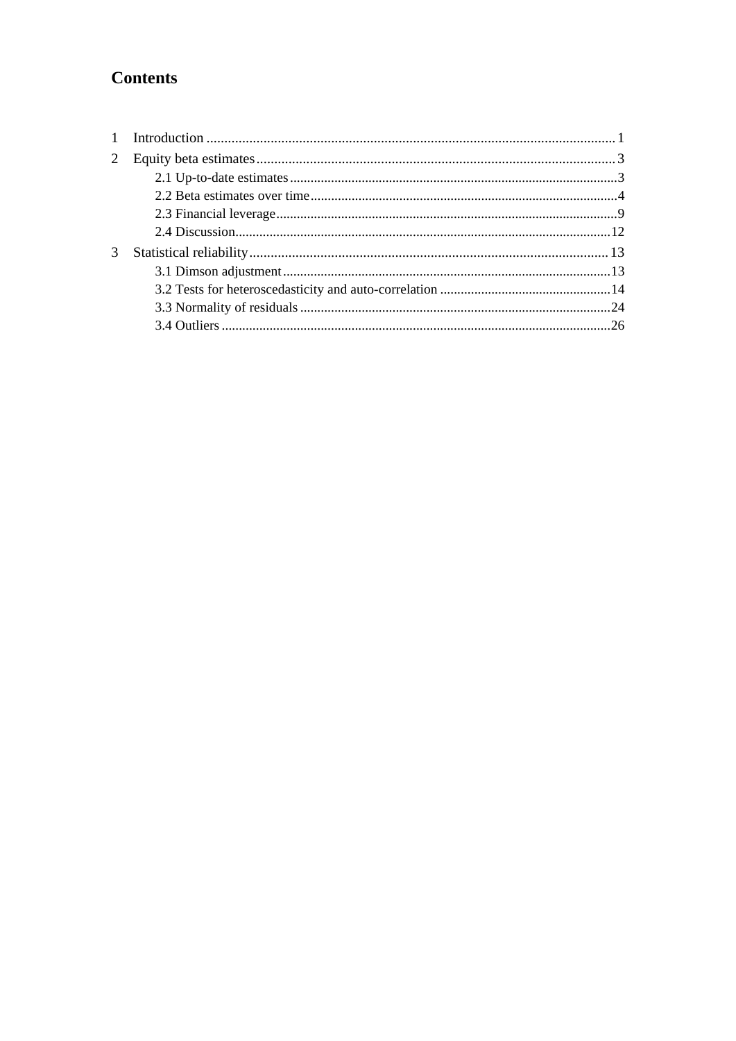# Contents

1 Introduction ........ 1

2 Equity beta estimates ........ 3

- 2.1 Up-to-date estimates ........ 3
- 2.2 Beta estimates over time ........ 4
- 2.3 Financial leverage ........ 9
- 2.4 Discussion ........ 12

3 Statistical reliability ........ 13

- 3.1 Dimson adjustment ........ 13
- 3.2 Tests for heteroscedasticity and auto-correlation ........ 14
- 3.3 Normality of residuals ........ 24
- 3.4 Outliers ........ 26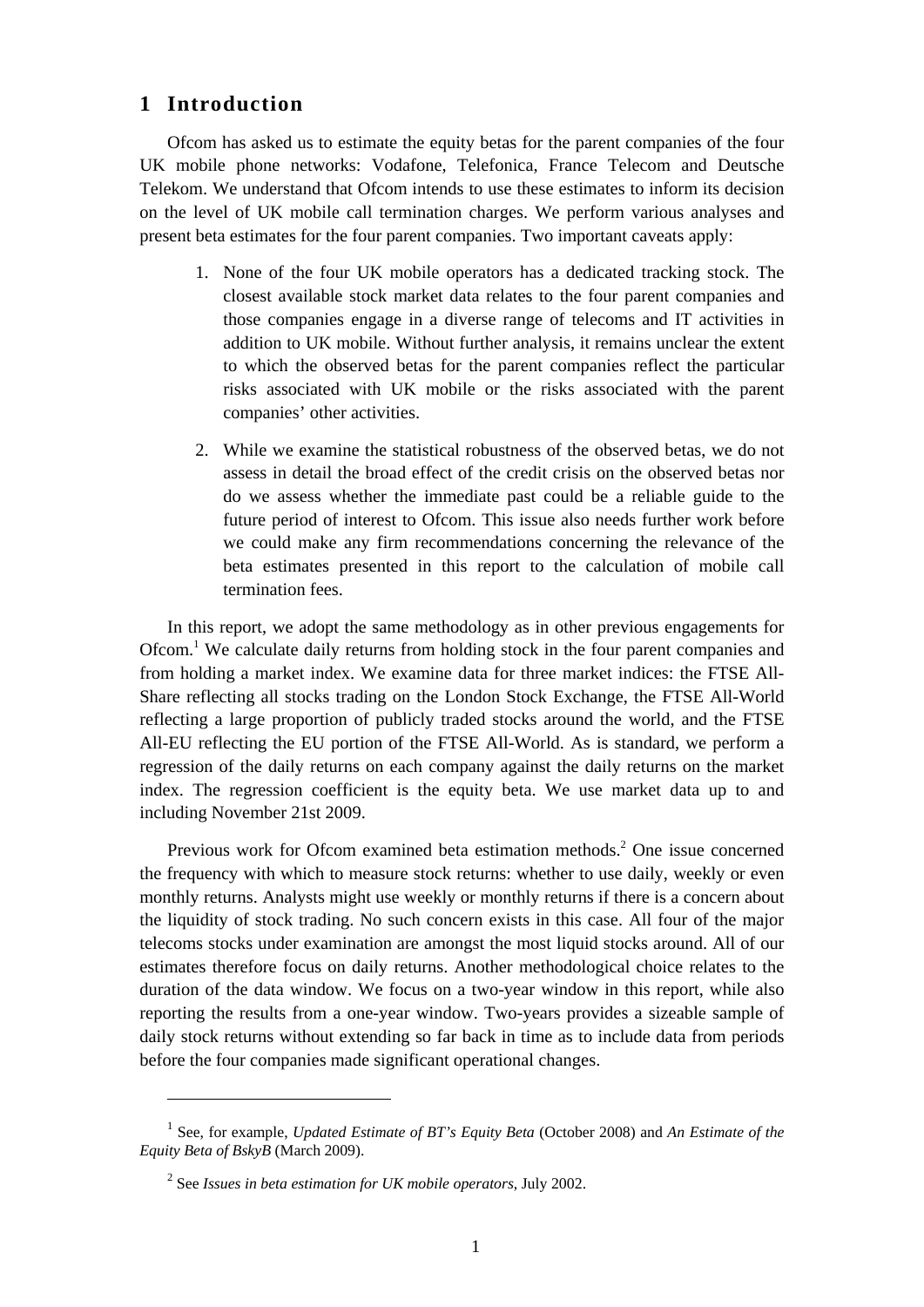# 1 Introduction

Ofcom has asked us to estimate the equity betas for the parent companies of the four UK mobile phone networks: Vodafone, Telefonica, France Telecom and Deutsche Telekom. We understand that Ofcom intends to use these estimates to inform its decision on the level of UK mobile call termination charges. We perform various analyses and present beta estimates for the four parent companies. Two important caveats apply:

1. None of the four UK mobile operators has a dedicated tracking stock. The closest available stock market data relates to the four parent companies and those companies engage in a diverse range of telecoms and IT activities in addition to UK mobile. Without further analysis, it remains unclear the extent to which the observed betas for the parent companies reflect the particular risks associated with UK mobile or the risks associated with the parent companies' other activities.

2. While we examine the statistical robustness of the observed betas, we do not assess in detail the broad effect of the credit crisis on the observed betas nor do we assess whether the immediate past could be a reliable guide to the future period of interest to Ofcom. This issue also needs further work before we could make any firm recommendations concerning the relevance of the beta estimates presented in this report to the calculation of mobile call termination fees.

In this report, we adopt the same methodology as in other previous engagements for Ofcom.[1] We calculate daily returns from holding stock in the four parent companies and from holding a market index. We examine data for three market indices: the FTSE All-Share reflecting all stocks trading on the London Stock Exchange, the FTSE All-World reflecting a large proportion of publicly traded stocks around the world, and the FTSE All-EU reflecting the EU portion of the FTSE All-World. As is standard, we perform a regression of the daily returns on each company against the daily returns on the market index. The regression coefficient is the equity beta. We use market data up to and including November 21st 2009.

Previous work for Ofcom examined beta estimation methods.[2] One issue concerned the frequency with which to measure stock returns: whether to use daily, weekly or even monthly returns. Analysts might use weekly or monthly returns if there is a concern about the liquidity of stock trading. No such concern exists in this case. All four of the major telecoms stocks under examination are amongst the most liquid stocks around. All of our estimates therefore focus on daily returns. Another methodological choice relates to the duration of the data window. We focus on a two-year window in this report, while also reporting the results from a one-year window. Two-years provides a sizeable sample of daily stock returns without extending so far back in time as to include data from periods before the four companies made significant operational changes.

---

[1] See, for example, *Updated Estimate of BT's Equity Beta* (October 2008) and *An Estimate of the Equity Beta of BskyB* (March 2009).

[2] See *Issues in beta estimation for UK mobile operators*, July 2002.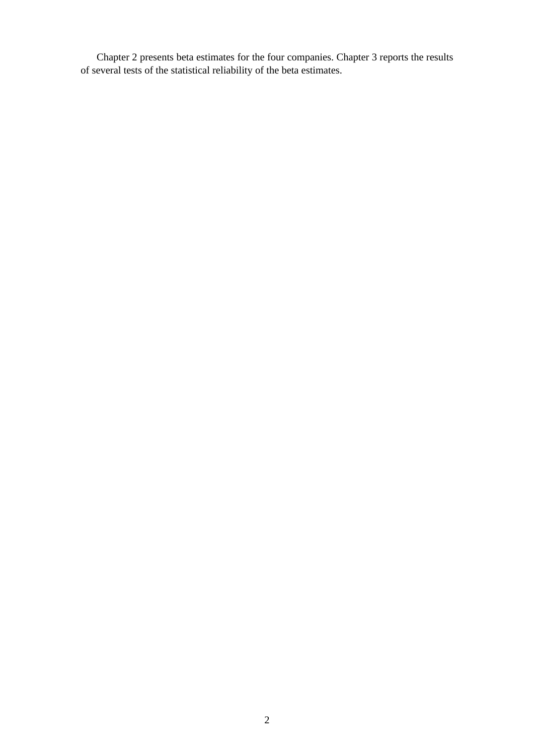Chapter 2 presents beta estimates for the four companies. Chapter 3 reports the results of several tests of the statistical reliability of the beta estimates.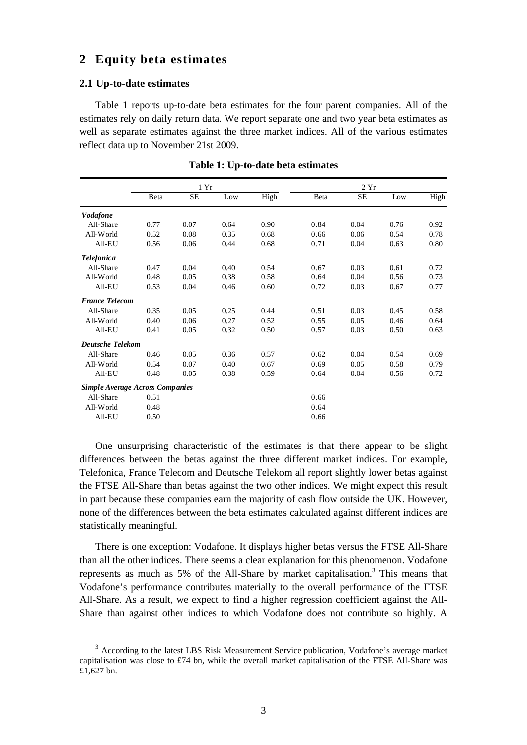## 2 Equity beta estimates

### 2.1 Up-to-date estimates

Table 1 reports up-to-date beta estimates for the four parent companies. All of the estimates rely on daily return data. We report separate one and two year beta estimates as well as separate estimates against the three market indices. All of the various estimates reflect data up to November 21st 2009.

**Table 1: Up-to-date beta estimates**

| | 1 Yr | | | | 2 Yr | | | |
|---|---|---|---|---|---|---|---|---|
| | Beta | SE | Low | High | Beta | SE | Low | High |
| ***Vodafone*** | | | | | | | | |
| All-Share | 0.77 | 0.07 | 0.64 | 0.90 | 0.84 | 0.04 | 0.76 | 0.92 |
| All-World | 0.52 | 0.08 | 0.35 | 0.68 | 0.66 | 0.06 | 0.54 | 0.78 |
| All-EU | 0.56 | 0.06 | 0.44 | 0.68 | 0.71 | 0.04 | 0.63 | 0.80 |
| ***Telefonica*** | | | | | | | | |
| All-Share | 0.47 | 0.04 | 0.40 | 0.54 | 0.67 | 0.03 | 0.61 | 0.72 |
| All-World | 0.48 | 0.05 | 0.38 | 0.58 | 0.64 | 0.04 | 0.56 | 0.73 |
| All-EU | 0.53 | 0.04 | 0.46 | 0.60 | 0.72 | 0.03 | 0.67 | 0.77 |
| ***France Telecom*** | | | | | | | | |
| All-Share | 0.35 | 0.05 | 0.25 | 0.44 | 0.51 | 0.03 | 0.45 | 0.58 |
| All-World | 0.40 | 0.06 | 0.27 | 0.52 | 0.55 | 0.05 | 0.46 | 0.64 |
| All-EU | 0.41 | 0.05 | 0.32 | 0.50 | 0.57 | 0.03 | 0.50 | 0.63 |
| ***Deutsche Telekom*** | | | | | | | | |
| All-Share | 0.46 | 0.05 | 0.36 | 0.57 | 0.62 | 0.04 | 0.54 | 0.69 |
| All-World | 0.54 | 0.07 | 0.40 | 0.67 | 0.69 | 0.05 | 0.58 | 0.79 |
| All-EU | 0.48 | 0.05 | 0.38 | 0.59 | 0.64 | 0.04 | 0.56 | 0.72 |
| ***Simple Average Across Companies*** | | | | | | | | |
| All-Share | 0.51 | | | | 0.66 | | | |
| All-World | 0.48 | | | | 0.64 | | | |
| All-EU | 0.50 | | | | 0.66 | | | |

One unsurprising characteristic of the estimates is that there appear to be slight differences between the betas against the three different market indices. For example, Telefonica, France Telecom and Deutsche Telekom all report slightly lower betas against the FTSE All-Share than betas against the two other indices. We might expect this result in part because these companies earn the majority of cash flow outside the UK. However, none of the differences between the beta estimates calculated against different indices are statistically meaningful.

There is one exception: Vodafone. It displays higher betas versus the FTSE All-Share than all the other indices. There seems a clear explanation for this phenomenon. Vodafone represents as much as 5% of the All-Share by market capitalisation.[3] This means that Vodafone's performance contributes materially to the overall performance of the FTSE All-Share. As a result, we expect to find a higher regression coefficient against the All-Share than against other indices to which Vodafone does not contribute so highly. A

[3] According to the latest LBS Risk Measurement Service publication, Vodafone's average market capitalisation was close to £74 bn, while the overall market capitalisation of the FTSE All-Share was £1,627 bn.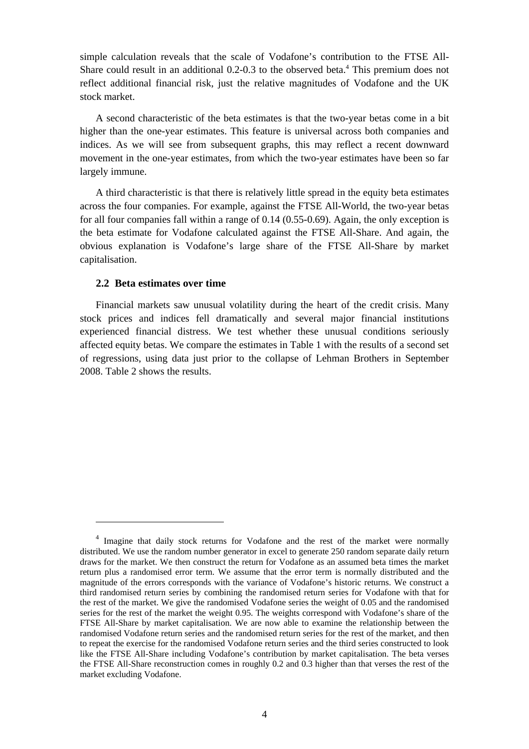simple calculation reveals that the scale of Vodafone's contribution to the FTSE All-Share could result in an additional 0.2-0.3 to the observed beta.[4] This premium does not reflect additional financial risk, just the relative magnitudes of Vodafone and the UK stock market.

A second characteristic of the beta estimates is that the two-year betas come in a bit higher than the one-year estimates. This feature is universal across both companies and indices. As we will see from subsequent graphs, this may reflect a recent downward movement in the one-year estimates, from which the two-year estimates have been so far largely immune.

A third characteristic is that there is relatively little spread in the equity beta estimates across the four companies. For example, against the FTSE All-World, the two-year betas for all four companies fall within a range of 0.14 (0.55-0.69). Again, the only exception is the beta estimate for Vodafone calculated against the FTSE All-Share. And again, the obvious explanation is Vodafone's large share of the FTSE All-Share by market capitalisation.

### 2.2 Beta estimates over time

Financial markets saw unusual volatility during the heart of the credit crisis. Many stock prices and indices fell dramatically and several major financial institutions experienced financial distress. We test whether these unusual conditions seriously affected equity betas. We compare the estimates in Table 1 with the results of a second set of regressions, using data just prior to the collapse of Lehman Brothers in September 2008. Table 2 shows the results.

---

[4] Imagine that daily stock returns for Vodafone and the rest of the market were normally distributed. We use the random number generator in excel to generate 250 random separate daily return draws for the market. We then construct the return for Vodafone as an assumed beta times the market return plus a randomised error term. We assume that the error term is normally distributed and the magnitude of the errors corresponds with the variance of Vodafone's historic returns. We construct a third randomised return series by combining the randomised return series for Vodafone with that for the rest of the market. We give the randomised Vodafone series the weight of 0.05 and the randomised series for the rest of the market the weight 0.95. The weights correspond with Vodafone's share of the FTSE All-Share by market capitalisation. We are now able to examine the relationship between the randomised Vodafone return series and the randomised return series for the rest of the market, and then to repeat the exercise for the randomised Vodafone return series and the third series constructed to look like the FTSE All-Share including Vodafone's contribution by market capitalisation. The beta verses the FTSE All-Share reconstruction comes in roughly 0.2 and 0.3 higher than that verses the rest of the market excluding Vodafone.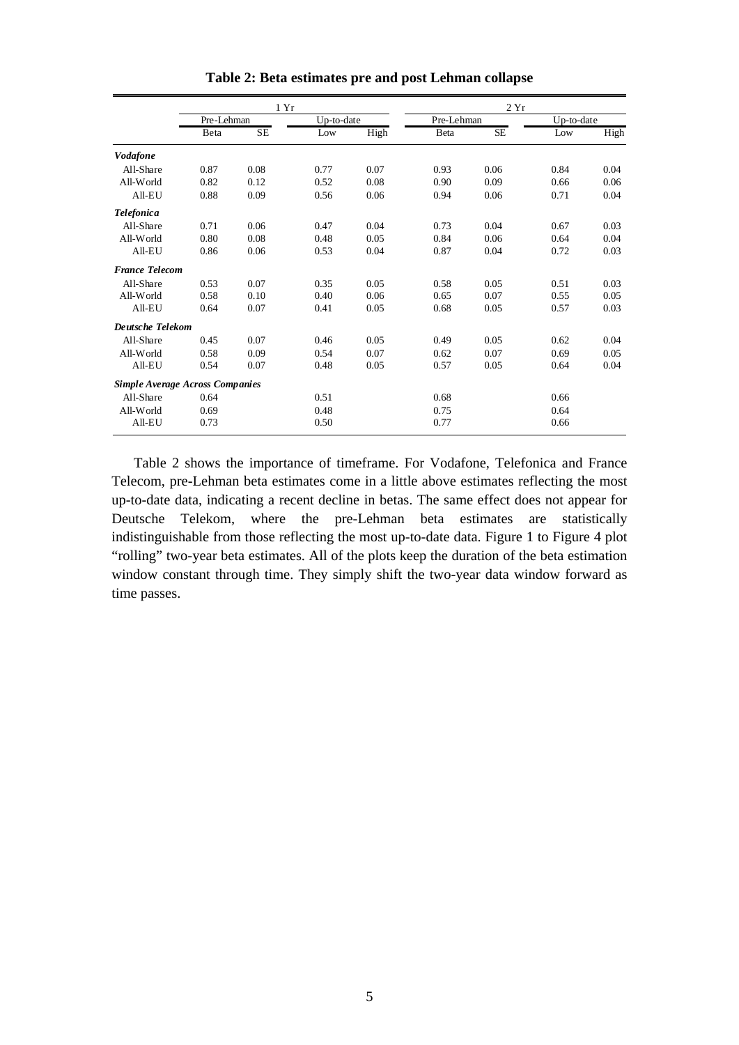**Table 2: Beta estimates pre and post Lehman collapse**

| | 1 Yr | | | | 2 Yr | | | |
|---|---|---|---|---|---|---|---|---|
| | Pre-Lehman | | Up-to-date | | Pre-Lehman | | Up-to-date | |
| | Beta | SE | Low | High | Beta | SE | Low | High |
| ***Vodafone*** | | | | | | | | |
| All-Share | 0.87 | 0.08 | 0.77 | 0.07 | 0.93 | 0.06 | 0.84 | 0.04 |
| All-World | 0.82 | 0.12 | 0.52 | 0.08 | 0.90 | 0.09 | 0.66 | 0.06 |
| All-EU | 0.88 | 0.09 | 0.56 | 0.06 | 0.94 | 0.06 | 0.71 | 0.04 |
| ***Telefonica*** | | | | | | | | |
| All-Share | 0.71 | 0.06 | 0.47 | 0.04 | 0.73 | 0.04 | 0.67 | 0.03 |
| All-World | 0.80 | 0.08 | 0.48 | 0.05 | 0.84 | 0.06 | 0.64 | 0.04 |
| All-EU | 0.86 | 0.06 | 0.53 | 0.04 | 0.87 | 0.04 | 0.72 | 0.03 |
| ***France Telecom*** | | | | | | | | |
| All-Share | 0.53 | 0.07 | 0.35 | 0.05 | 0.58 | 0.05 | 0.51 | 0.03 |
| All-World | 0.58 | 0.10 | 0.40 | 0.06 | 0.65 | 0.07 | 0.55 | 0.05 |
| All-EU | 0.64 | 0.07 | 0.41 | 0.05 | 0.68 | 0.05 | 0.57 | 0.03 |
| ***Deutsche Telekom*** | | | | | | | | |
| All-Share | 0.45 | 0.07 | 0.46 | 0.05 | 0.49 | 0.05 | 0.62 | 0.04 |
| All-World | 0.58 | 0.09 | 0.54 | 0.07 | 0.62 | 0.07 | 0.69 | 0.05 |
| All-EU | 0.54 | 0.07 | 0.48 | 0.05 | 0.57 | 0.05 | 0.64 | 0.04 |
| ***Simple Average Across Companies*** | | | | | | | | |
| All-Share | 0.64 | | 0.51 | | 0.68 | | 0.66 | |
| All-World | 0.69 | | 0.48 | | 0.75 | | 0.64 | |
| All-EU | 0.73 | | 0.50 | | 0.77 | | 0.66 | |

Table 2 shows the importance of timeframe. For Vodafone, Telefonica and France Telecom, pre-Lehman beta estimates come in a little above estimates reflecting the most up-to-date data, indicating a recent decline in betas. The same effect does not appear for Deutsche Telekom, where the pre-Lehman beta estimates are statistically indistinguishable from those reflecting the most up-to-date data. Figure 1 to Figure 4 plot "rolling" two-year beta estimates. All of the plots keep the duration of the beta estimation window constant through time. They simply shift the two-year data window forward as time passes.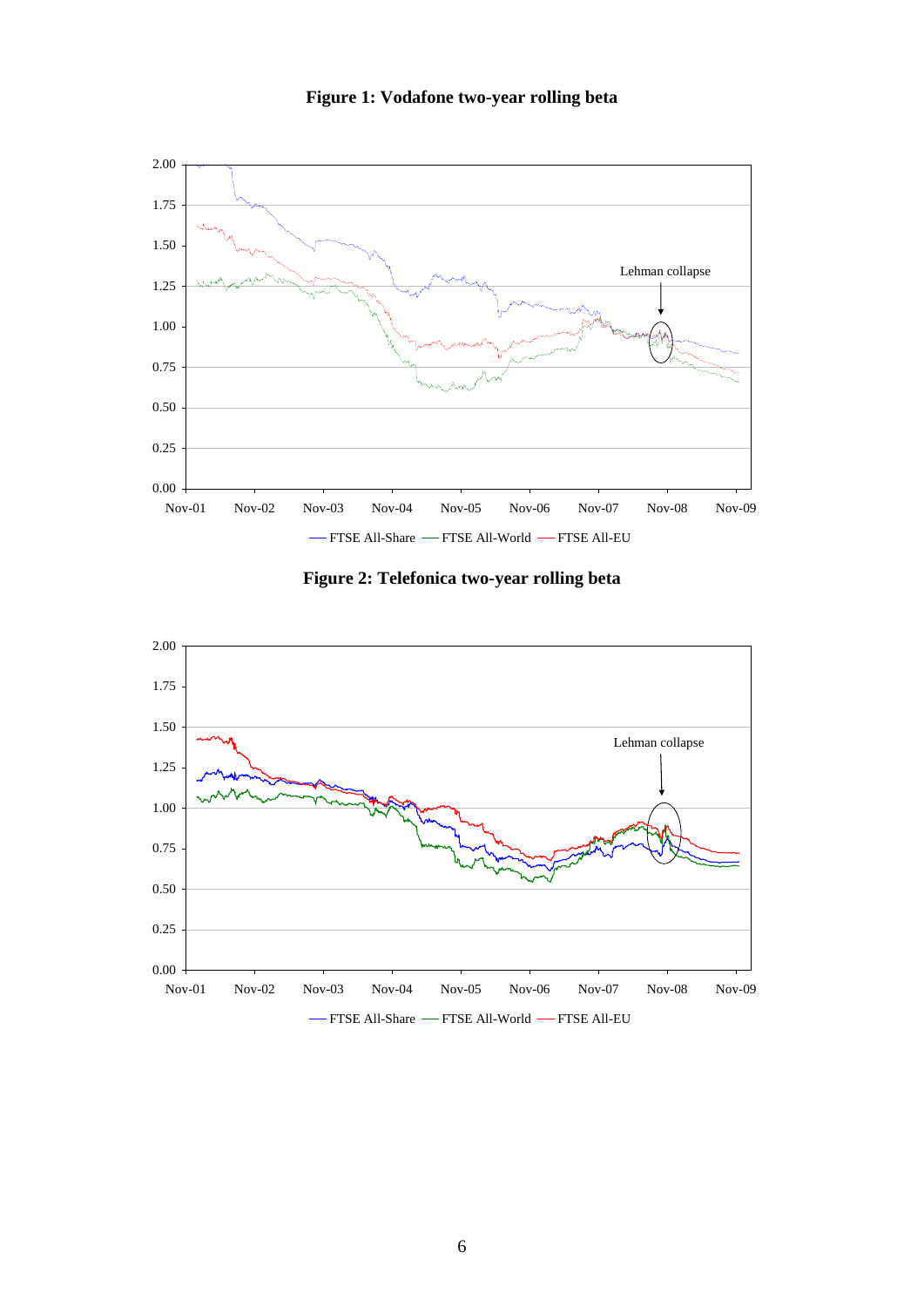**Figure 1: Vodafone two-year rolling beta**

**Figure 2: Telefonica two-year rolling beta**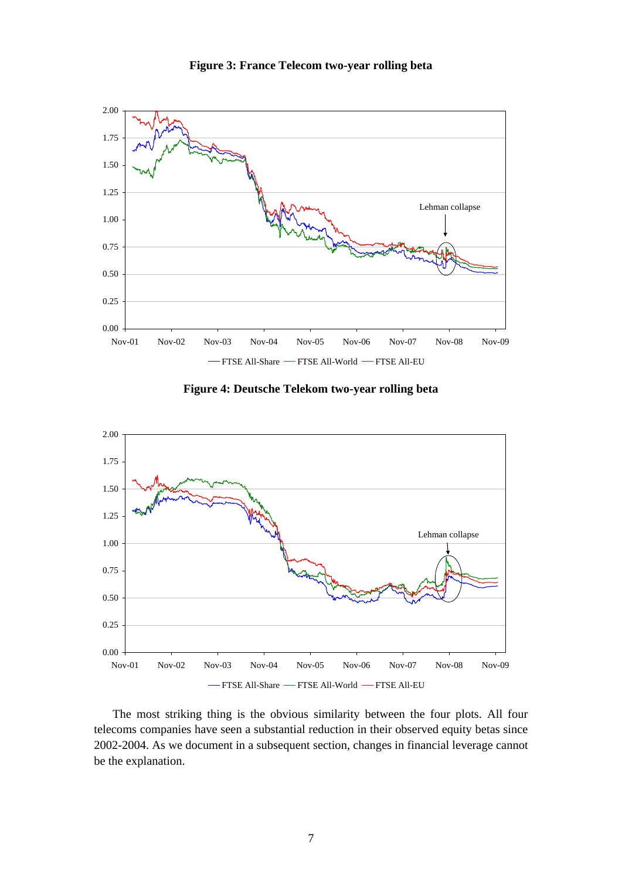**Figure 3: France Telecom two-year rolling beta**

**Figure 4: Deutsche Telekom two-year rolling beta**

The most striking thing is the obvious similarity between the four plots. All four telecoms companies have seen a substantial reduction in their observed equity betas since 2002-2004. As we document in a subsequent section, changes in financial leverage cannot be the explanation.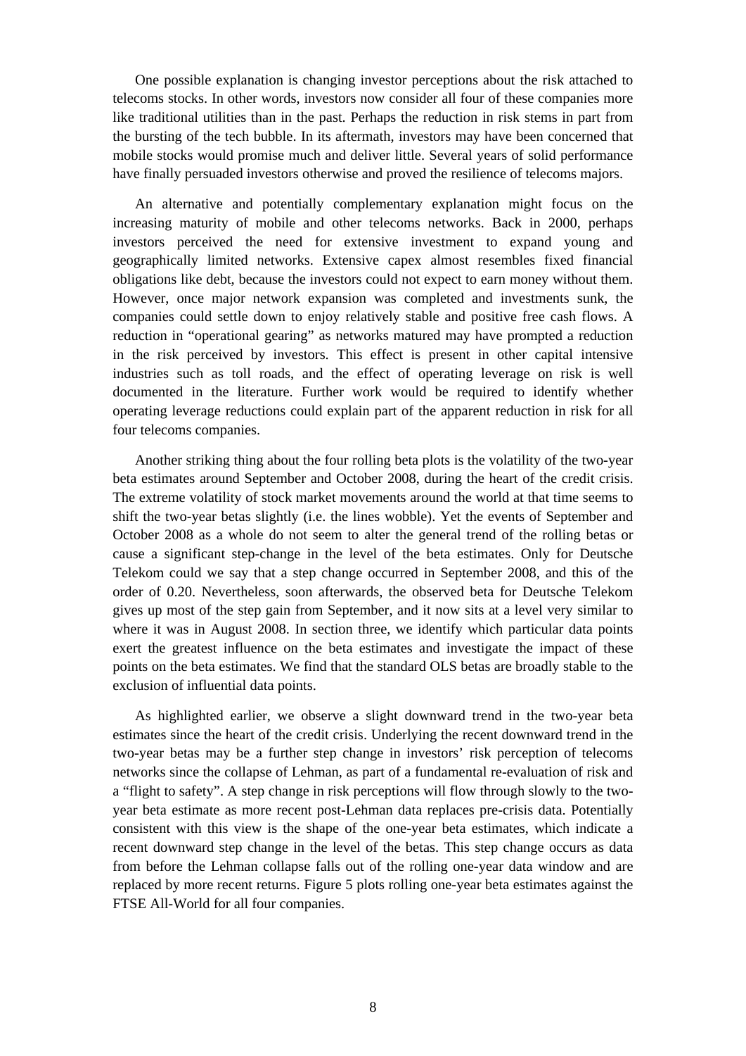One possible explanation is changing investor perceptions about the risk attached to telecoms stocks. In other words, investors now consider all four of these companies more like traditional utilities than in the past. Perhaps the reduction in risk stems in part from the bursting of the tech bubble. In its aftermath, investors may have been concerned that mobile stocks would promise much and deliver little. Several years of solid performance have finally persuaded investors otherwise and proved the resilience of telecoms majors.

An alternative and potentially complementary explanation might focus on the increasing maturity of mobile and other telecoms networks. Back in 2000, perhaps investors perceived the need for extensive investment to expand young and geographically limited networks. Extensive capex almost resembles fixed financial obligations like debt, because the investors could not expect to earn money without them. However, once major network expansion was completed and investments sunk, the companies could settle down to enjoy relatively stable and positive free cash flows. A reduction in "operational gearing" as networks matured may have prompted a reduction in the risk perceived by investors. This effect is present in other capital intensive industries such as toll roads, and the effect of operating leverage on risk is well documented in the literature. Further work would be required to identify whether operating leverage reductions could explain part of the apparent reduction in risk for all four telecoms companies.

Another striking thing about the four rolling beta plots is the volatility of the two-year beta estimates around September and October 2008, during the heart of the credit crisis. The extreme volatility of stock market movements around the world at that time seems to shift the two-year betas slightly (i.e. the lines wobble). Yet the events of September and October 2008 as a whole do not seem to alter the general trend of the rolling betas or cause a significant step-change in the level of the beta estimates. Only for Deutsche Telekom could we say that a step change occurred in September 2008, and this of the order of 0.20. Nevertheless, soon afterwards, the observed beta for Deutsche Telekom gives up most of the step gain from September, and it now sits at a level very similar to where it was in August 2008. In section three, we identify which particular data points exert the greatest influence on the beta estimates and investigate the impact of these points on the beta estimates. We find that the standard OLS betas are broadly stable to the exclusion of influential data points.

As highlighted earlier, we observe a slight downward trend in the two-year beta estimates since the heart of the credit crisis. Underlying the recent downward trend in the two-year betas may be a further step change in investors' risk perception of telecoms networks since the collapse of Lehman, as part of a fundamental re-evaluation of risk and a "flight to safety". A step change in risk perceptions will flow through slowly to the two-year beta estimate as more recent post-Lehman data replaces pre-crisis data. Potentially consistent with this view is the shape of the one-year beta estimates, which indicate a recent downward step change in the level of the betas. This step change occurs as data from before the Lehman collapse falls out of the rolling one-year data window and are replaced by more recent returns. Figure 5 plots rolling one-year beta estimates against the FTSE All-World for all four companies.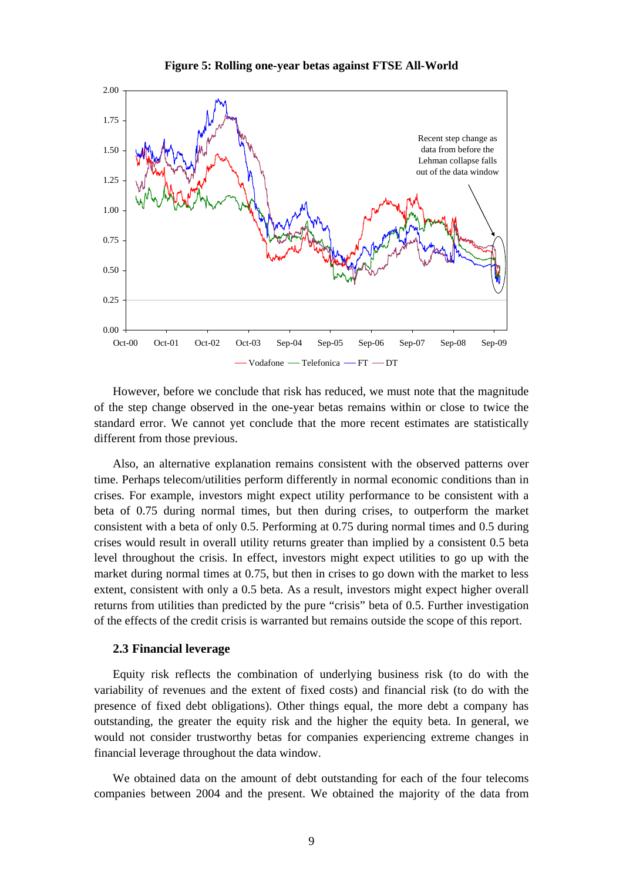**Figure 5: Rolling one-year betas against FTSE All-World**

However, before we conclude that risk has reduced, we must note that the magnitude of the step change observed in the one-year betas remains within or close to twice the standard error. We cannot yet conclude that the more recent estimates are statistically different from those previous.

Also, an alternative explanation remains consistent with the observed patterns over time. Perhaps telecom/utilities perform differently in normal economic conditions than in crises. For example, investors might expect utility performance to be consistent with a beta of 0.75 during normal times, but then during crises, to outperform the market consistent with a beta of only 0.5. Performing at 0.75 during normal times and 0.5 during crises would result in overall utility returns greater than implied by a consistent 0.5 beta level throughout the crisis. In effect, investors might expect utilities to go up with the market during normal times at 0.75, but then in crises to go down with the market to less extent, consistent with only a 0.5 beta. As a result, investors might expect higher overall returns from utilities than predicted by the pure "crisis" beta of 0.5. Further investigation of the effects of the credit crisis is warranted but remains outside the scope of this report.

### 2.3 Financial leverage

Equity risk reflects the combination of underlying business risk (to do with the variability of revenues and the extent of fixed costs) and financial risk (to do with the presence of fixed debt obligations). Other things equal, the more debt a company has outstanding, the greater the equity risk and the higher the equity beta. In general, we would not consider trustworthy betas for companies experiencing extreme changes in financial leverage throughout the data window.

We obtained data on the amount of debt outstanding for each of the four telecoms companies between 2004 and the present. We obtained the majority of the data from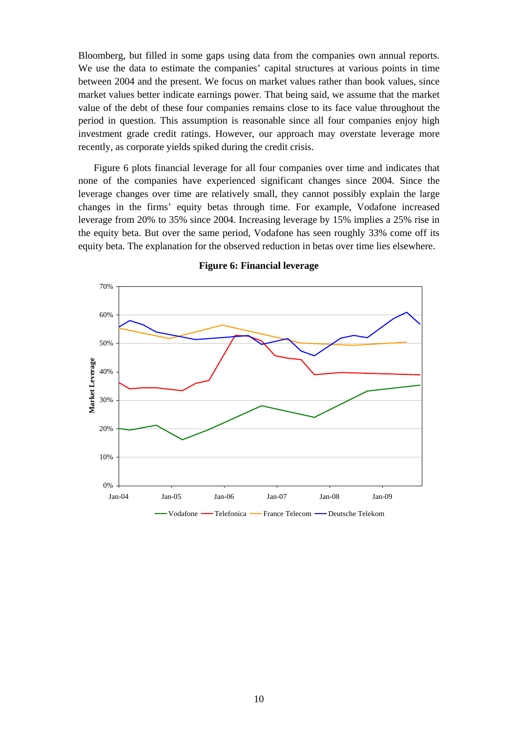Bloomberg, but filled in some gaps using data from the companies own annual reports. We use the data to estimate the companies' capital structures at various points in time between 2004 and the present. We focus on market values rather than book values, since market values better indicate earnings power. That being said, we assume that the market value of the debt of these four companies remains close to its face value throughout the period in question. This assumption is reasonable since all four companies enjoy high investment grade credit ratings. However, our approach may overstate leverage more recently, as corporate yields spiked during the credit crisis.

Figure 6 plots financial leverage for all four companies over time and indicates that none of the companies have experienced significant changes since 2004. Since the leverage changes over time are relatively small, they cannot possibly explain the large changes in the firms' equity betas through time. For example, Vodafone increased leverage from 20% to 35% since 2004. Increasing leverage by 15% implies a 25% rise in the equity beta. But over the same period, Vodafone has seen roughly 33% come off its equity beta. The explanation for the observed reduction in betas over time lies elsewhere.

**Figure 6: Financial leverage**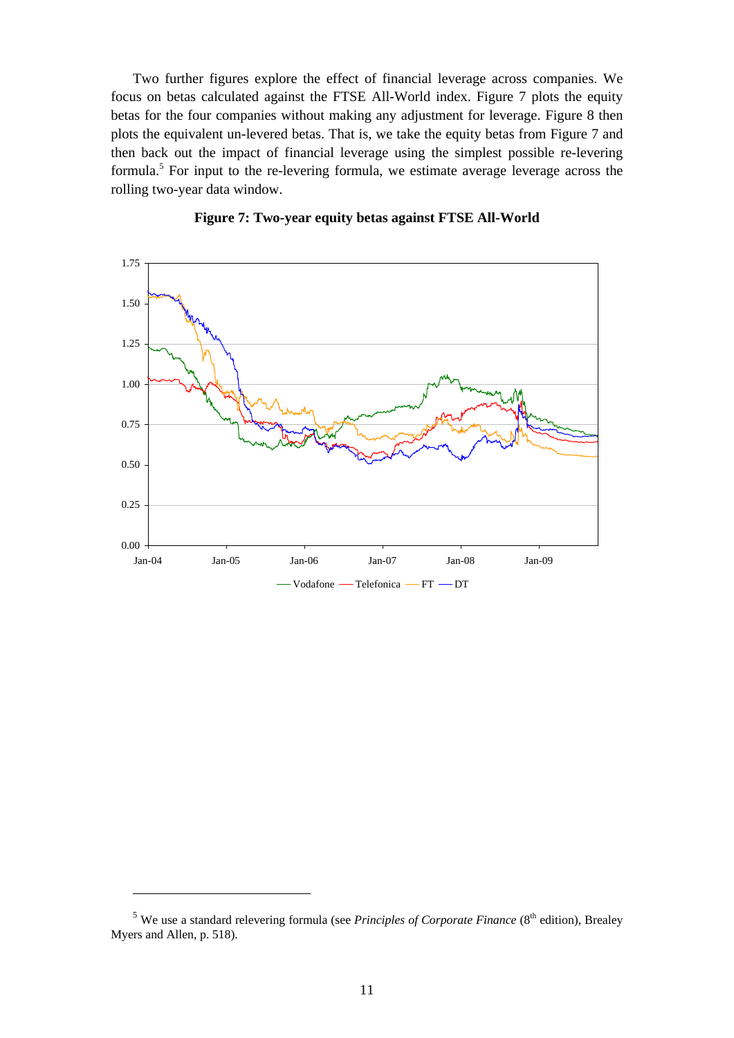Two further figures explore the effect of financial leverage across companies. We focus on betas calculated against the FTSE All-World index. Figure 7 plots the equity betas for the four companies without making any adjustment for leverage. Figure 8 then plots the equivalent un-levered betas. That is, we take the equity betas from Figure 7 and then back out the impact of financial leverage using the simplest possible re-levering formula.[5] For input to the re-levering formula, we estimate average leverage across the rolling two-year data window.

**Figure 7: Two-year equity betas against FTSE All-World**

[5] We use a standard relevering formula (see *Principles of Corporate Finance* (8th edition), Brealey Myers and Allen, p. 518).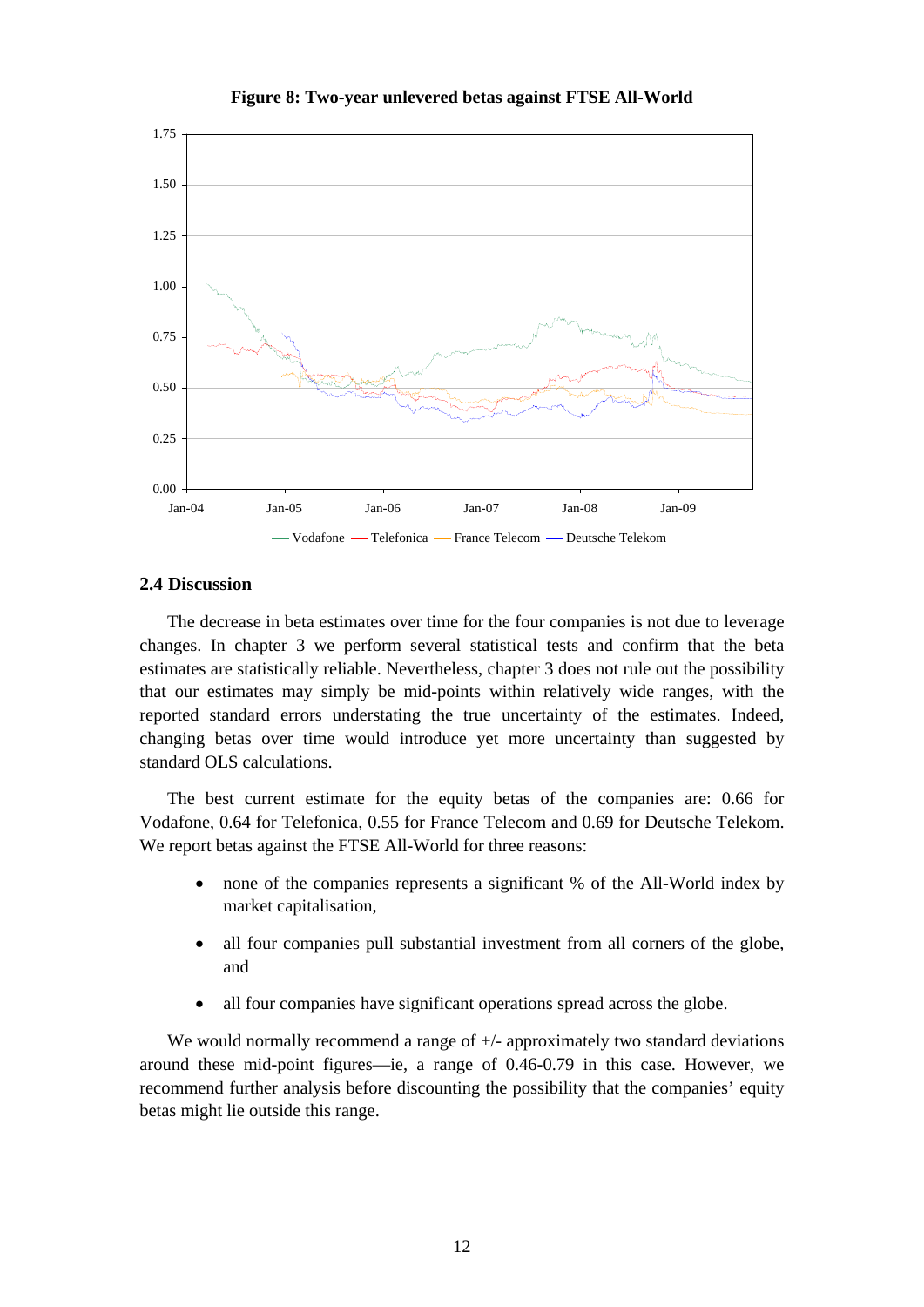**Figure 8: Two-year unlevered betas against FTSE All-World**

## 2.4 Discussion

The decrease in beta estimates over time for the four companies is not due to leverage changes. In chapter 3 we perform several statistical tests and confirm that the beta estimates are statistically reliable. Nevertheless, chapter 3 does not rule out the possibility that our estimates may simply be mid-points within relatively wide ranges, with the reported standard errors understating the true uncertainty of the estimates. Indeed, changing betas over time would introduce yet more uncertainty than suggested by standard OLS calculations.

The best current estimate for the equity betas of the companies are: 0.66 for Vodafone, 0.64 for Telefonica, 0.55 for France Telecom and 0.69 for Deutsche Telekom. We report betas against the FTSE All-World for three reasons:

- none of the companies represents a significant % of the All-World index by market capitalisation,
- all four companies pull substantial investment from all corners of the globe, and
- all four companies have significant operations spread across the globe.

We would normally recommend a range of +/- approximately two standard deviations around these mid-point figures—ie, a range of 0.46-0.79 in this case. However, we recommend further analysis before discounting the possibility that the companies' equity betas might lie outside this range.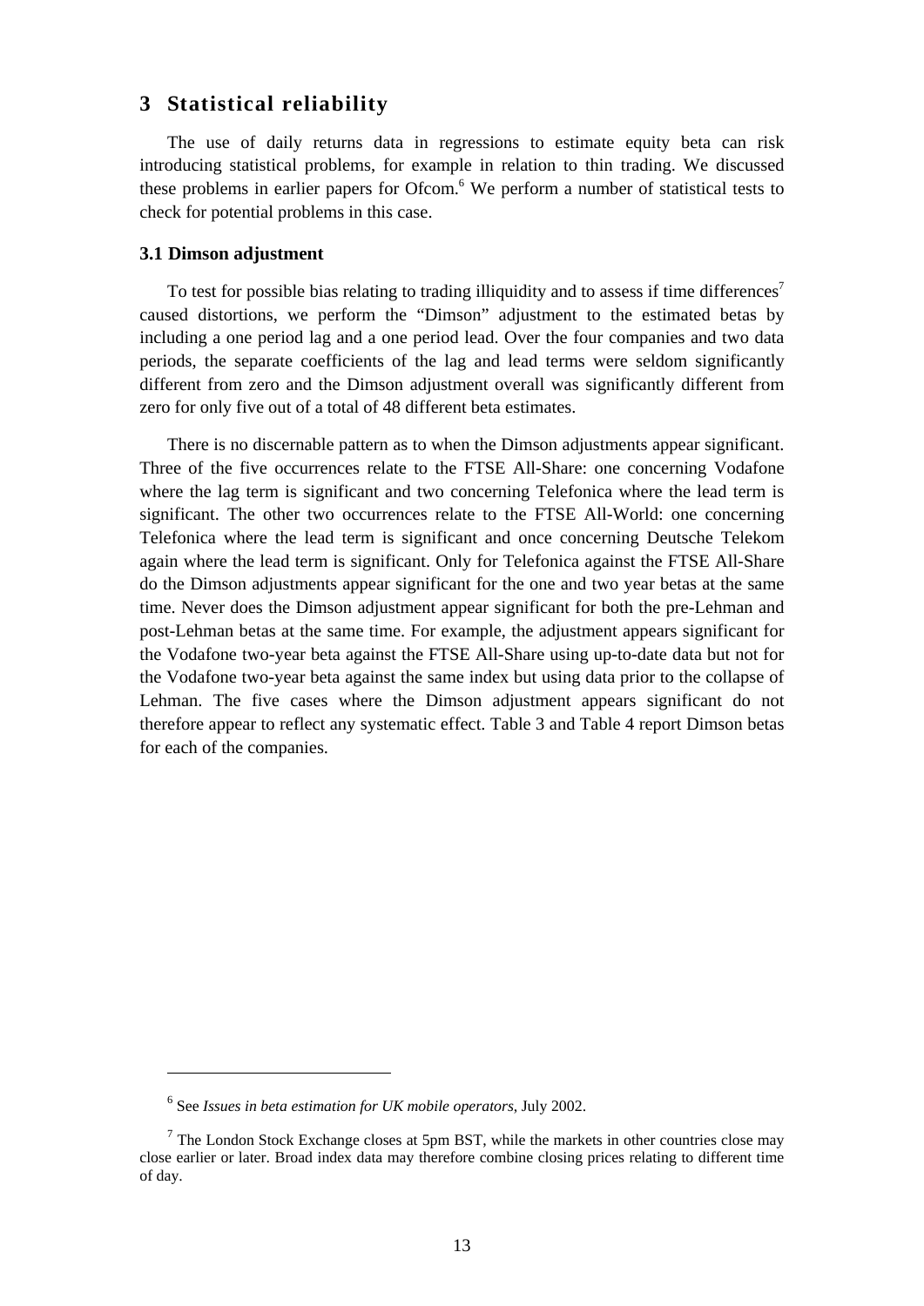## 3 Statistical reliability

The use of daily returns data in regressions to estimate equity beta can risk introducing statistical problems, for example in relation to thin trading. We discussed these problems in earlier papers for Ofcom.[6] We perform a number of statistical tests to check for potential problems in this case.

### 3.1 Dimson adjustment

To test for possible bias relating to trading illiquidity and to assess if time differences[7] caused distortions, we perform the "Dimson" adjustment to the estimated betas by including a one period lag and a one period lead. Over the four companies and two data periods, the separate coefficients of the lag and lead terms were seldom significantly different from zero and the Dimson adjustment overall was significantly different from zero for only five out of a total of 48 different beta estimates.

There is no discernable pattern as to when the Dimson adjustments appear significant. Three of the five occurrences relate to the FTSE All-Share: one concerning Vodafone where the lag term is significant and two concerning Telefonica where the lead term is significant. The other two occurrences relate to the FTSE All-World: one concerning Telefonica where the lead term is significant and once concerning Deutsche Telekom again where the lead term is significant. Only for Telefonica against the FTSE All-Share do the Dimson adjustments appear significant for the one and two year betas at the same time. Never does the Dimson adjustment appear significant for both the pre-Lehman and post-Lehman betas at the same time. For example, the adjustment appears significant for the Vodafone two-year beta against the FTSE All-Share using up-to-date data but not for the Vodafone two-year beta against the same index but using data prior to the collapse of Lehman. The five cases where the Dimson adjustment appears significant do not therefore appear to reflect any systematic effect. Table 3 and Table 4 report Dimson betas for each of the companies.

---

[6] See *Issues in beta estimation for UK mobile operators,* July 2002.

[7] The London Stock Exchange closes at 5pm BST, while the markets in other countries close may close earlier or later. Broad index data may therefore combine closing prices relating to different time of day.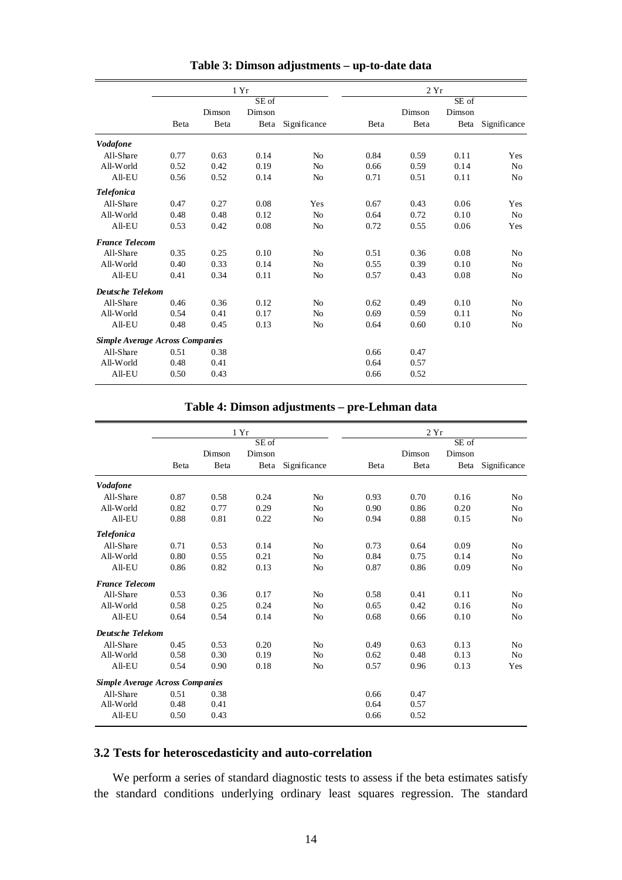**Table 3: Dimson adjustments – up-to-date data**

| | 1 Yr | | | | 2 Yr | | | |
|---|---|---|---|---|---|---|---|---|
| | Beta | Dimson Beta | SE of Dimson Beta | Significance | Beta | Dimson Beta | SE of Dimson Beta | Significance |
| ***Vodafone*** | | | | | | | | |
| All-Share | 0.77 | 0.63 | 0.14 | No | 0.84 | 0.59 | 0.11 | Yes |
| All-World | 0.52 | 0.42 | 0.19 | No | 0.66 | 0.59 | 0.14 | No |
| All-EU | 0.56 | 0.52 | 0.14 | No | 0.71 | 0.51 | 0.11 | No |
| ***Telefonica*** | | | | | | | | |
| All-Share | 0.47 | 0.27 | 0.08 | Yes | 0.67 | 0.43 | 0.06 | Yes |
| All-World | 0.48 | 0.48 | 0.12 | No | 0.64 | 0.72 | 0.10 | No |
| All-EU | 0.53 | 0.42 | 0.08 | No | 0.72 | 0.55 | 0.06 | Yes |
| ***France Telecom*** | | | | | | | | |
| All-Share | 0.35 | 0.25 | 0.10 | No | 0.51 | 0.36 | 0.08 | No |
| All-World | 0.40 | 0.33 | 0.14 | No | 0.55 | 0.39 | 0.10 | No |
| All-EU | 0.41 | 0.34 | 0.11 | No | 0.57 | 0.43 | 0.08 | No |
| ***Deutsche Telekom*** | | | | | | | | |
| All-Share | 0.46 | 0.36 | 0.12 | No | 0.62 | 0.49 | 0.10 | No |
| All-World | 0.54 | 0.41 | 0.17 | No | 0.69 | 0.59 | 0.11 | No |
| All-EU | 0.48 | 0.45 | 0.13 | No | 0.64 | 0.60 | 0.10 | No |
| ***Simple Average Across Companies*** | | | | | | | | |
| All-Share | 0.51 | 0.38 | | | 0.66 | 0.47 | | |
| All-World | 0.48 | 0.41 | | | 0.64 | 0.57 | | |
| All-EU | 0.50 | 0.43 | | | 0.66 | 0.52 | | |

**Table 4: Dimson adjustments – pre-Lehman data**

| | 1 Yr | | | | 2 Yr | | | |
|---|---|---|---|---|---|---|---|---|
| | Beta | Dimson Beta | SE of Dimson Beta | Significance | Beta | Dimson Beta | SE of Dimson Beta | Significance |
| ***Vodafone*** | | | | | | | | |
| All-Share | 0.87 | 0.58 | 0.24 | No | 0.93 | 0.70 | 0.16 | No |
| All-World | 0.82 | 0.77 | 0.29 | No | 0.90 | 0.86 | 0.20 | No |
| All-EU | 0.88 | 0.81 | 0.22 | No | 0.94 | 0.88 | 0.15 | No |
| ***Telefonica*** | | | | | | | | |
| All-Share | 0.71 | 0.53 | 0.14 | No | 0.73 | 0.64 | 0.09 | No |
| All-World | 0.80 | 0.55 | 0.21 | No | 0.84 | 0.75 | 0.14 | No |
| All-EU | 0.86 | 0.82 | 0.13 | No | 0.87 | 0.86 | 0.09 | No |
| ***France Telecom*** | | | | | | | | |
| All-Share | 0.53 | 0.36 | 0.17 | No | 0.58 | 0.41 | 0.11 | No |
| All-World | 0.58 | 0.25 | 0.24 | No | 0.65 | 0.42 | 0.16 | No |
| All-EU | 0.64 | 0.54 | 0.14 | No | 0.68 | 0.66 | 0.10 | No |
| ***Deutsche Telekom*** | | | | | | | | |
| All-Share | 0.45 | 0.53 | 0.20 | No | 0.49 | 0.63 | 0.13 | No |
| All-World | 0.58 | 0.30 | 0.19 | No | 0.62 | 0.48 | 0.13 | No |
| All-EU | 0.54 | 0.90 | 0.18 | No | 0.57 | 0.96 | 0.13 | Yes |
| ***Simple Average Across Companies*** | | | | | | | | |
| All-Share | 0.51 | 0.38 | | | 0.66 | 0.47 | | |
| All-World | 0.48 | 0.41 | | | 0.64 | 0.57 | | |
| All-EU | 0.50 | 0.43 | | | 0.66 | 0.52 | | |

### 3.2 Tests for heteroscedasticity and auto-correlation

We perform a series of standard diagnostic tests to assess if the beta estimates satisfy the standard conditions underlying ordinary least squares regression. The standard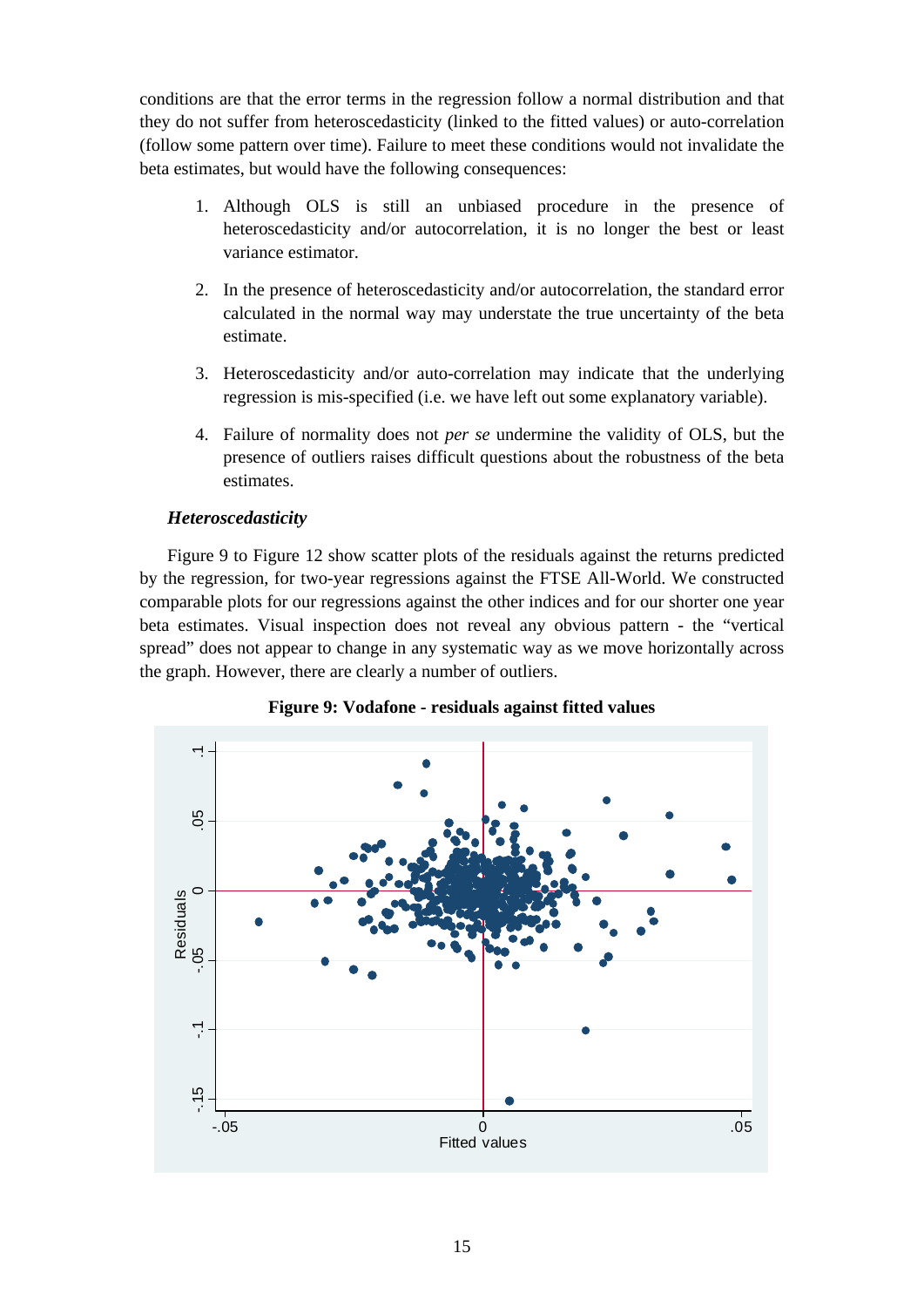conditions are that the error terms in the regression follow a normal distribution and that they do not suffer from heteroscedasticity (linked to the fitted values) or auto-correlation (follow some pattern over time). Failure to meet these conditions would not invalidate the beta estimates, but would have the following consequences:

1. Although OLS is still an unbiased procedure in the presence of heteroscedasticity and/or autocorrelation, it is no longer the best or least variance estimator.

2. In the presence of heteroscedasticity and/or autocorrelation, the standard error calculated in the normal way may understate the true uncertainty of the beta estimate.

3. Heteroscedasticity and/or auto-correlation may indicate that the underlying regression is mis-specified (i.e. we have left out some explanatory variable).

4. Failure of normality does not *per se* undermine the validity of OLS, but the presence of outliers raises difficult questions about the robustness of the beta estimates.

### *Heteroscedasticity*

Figure 9 to Figure 12 show scatter plots of the residuals against the returns predicted by the regression, for two-year regressions against the FTSE All-World. We constructed comparable plots for our regressions against the other indices and for our shorter one year beta estimates. Visual inspection does not reveal any obvious pattern - the "vertical spread" does not appear to change in any systematic way as we move horizontally across the graph. However, there are clearly a number of outliers.

**Figure 9: Vodafone - residuals against fitted values**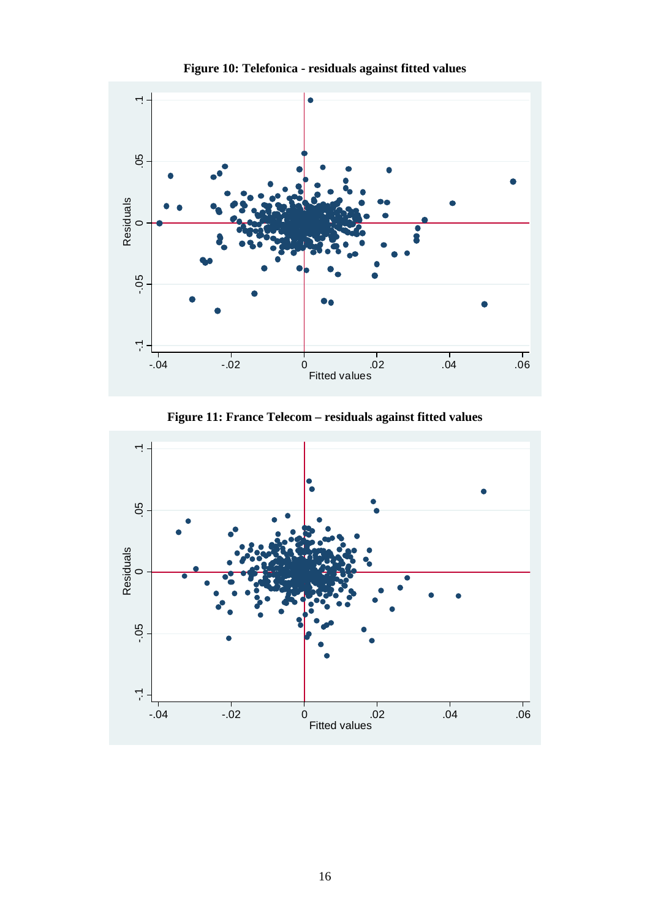**Figure 10: Telefonica - residuals against fitted values**

**Figure 11: France Telecom – residuals against fitted values**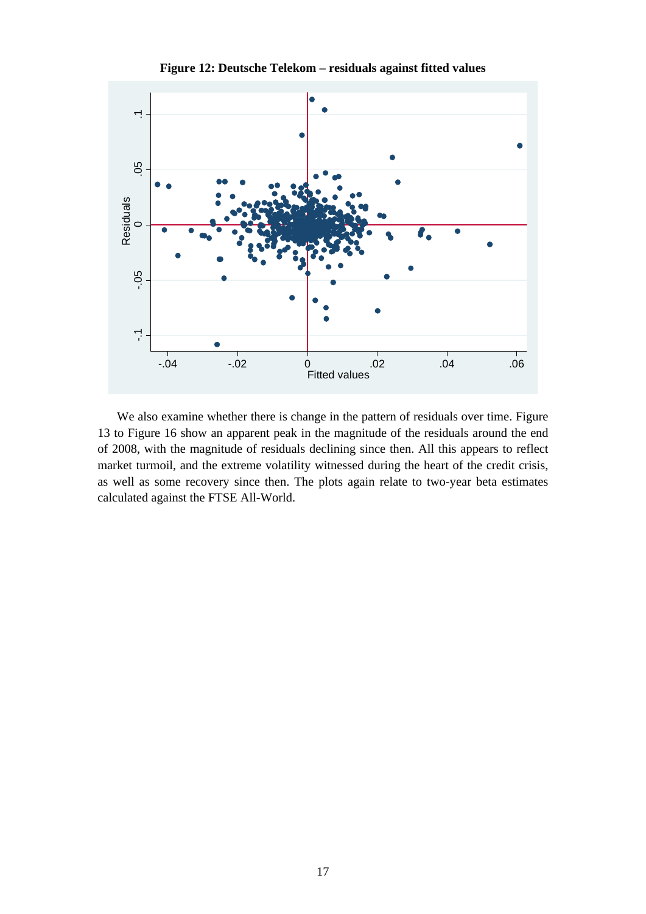**Figure 12: Deutsche Telekom – residuals against fitted values**

We also examine whether there is change in the pattern of residuals over time. Figure 13 to Figure 16 show an apparent peak in the magnitude of the residuals around the end of 2008, with the magnitude of residuals declining since then. All this appears to reflect market turmoil, and the extreme volatility witnessed during the heart of the credit crisis, as well as some recovery since then. The plots again relate to two-year beta estimates calculated against the FTSE All-World.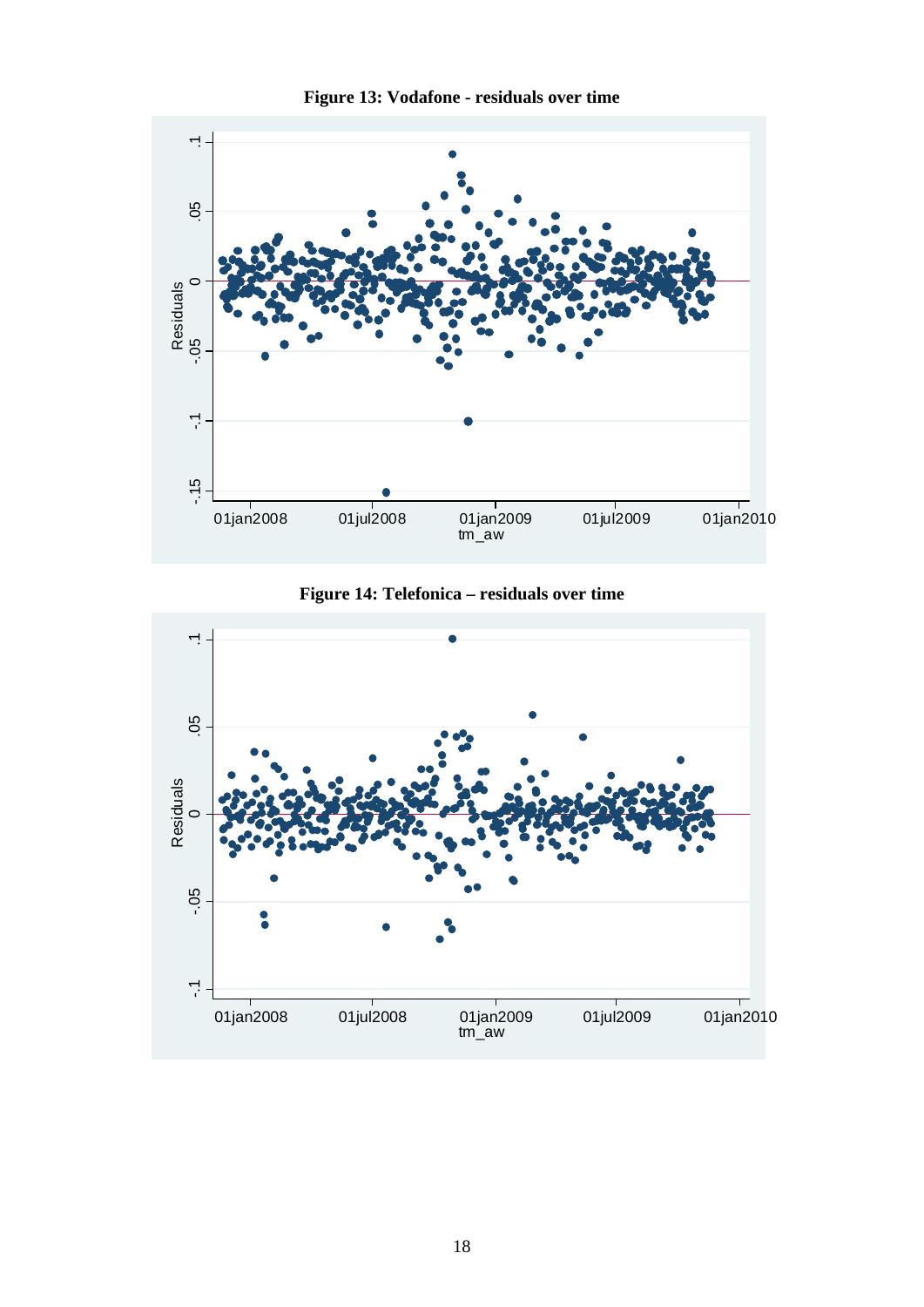**Figure 13: Vodafone - residuals over time**

**Figure 14: Telefonica – residuals over time**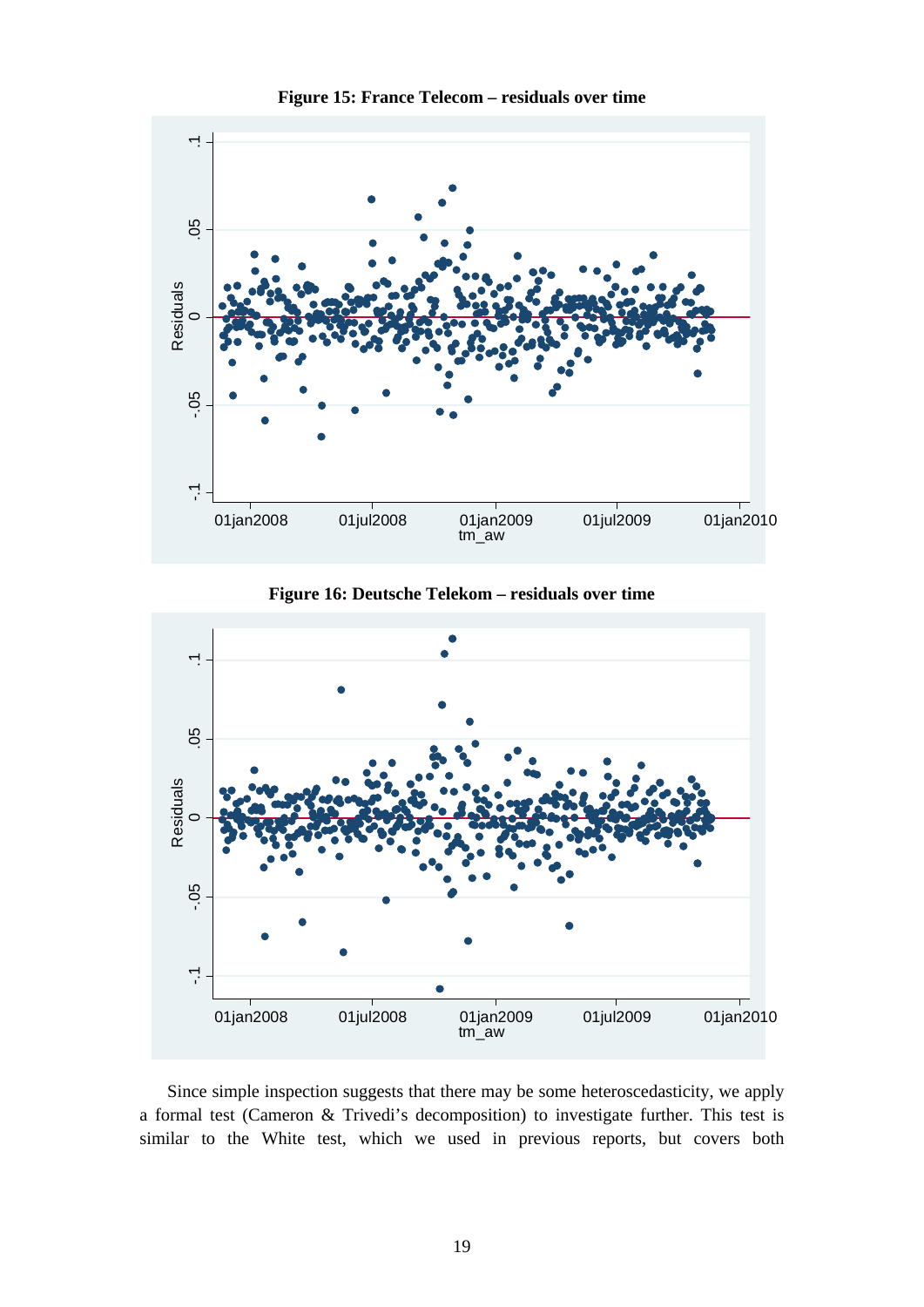**Figure 15: France Telecom – residuals over time**

**Figure 16: Deutsche Telekom – residuals over time**

Since simple inspection suggests that there may be some heteroscedasticity, we apply a formal test (Cameron & Trivedi's decomposition) to investigate further. This test is similar to the White test, which we used in previous reports, but covers both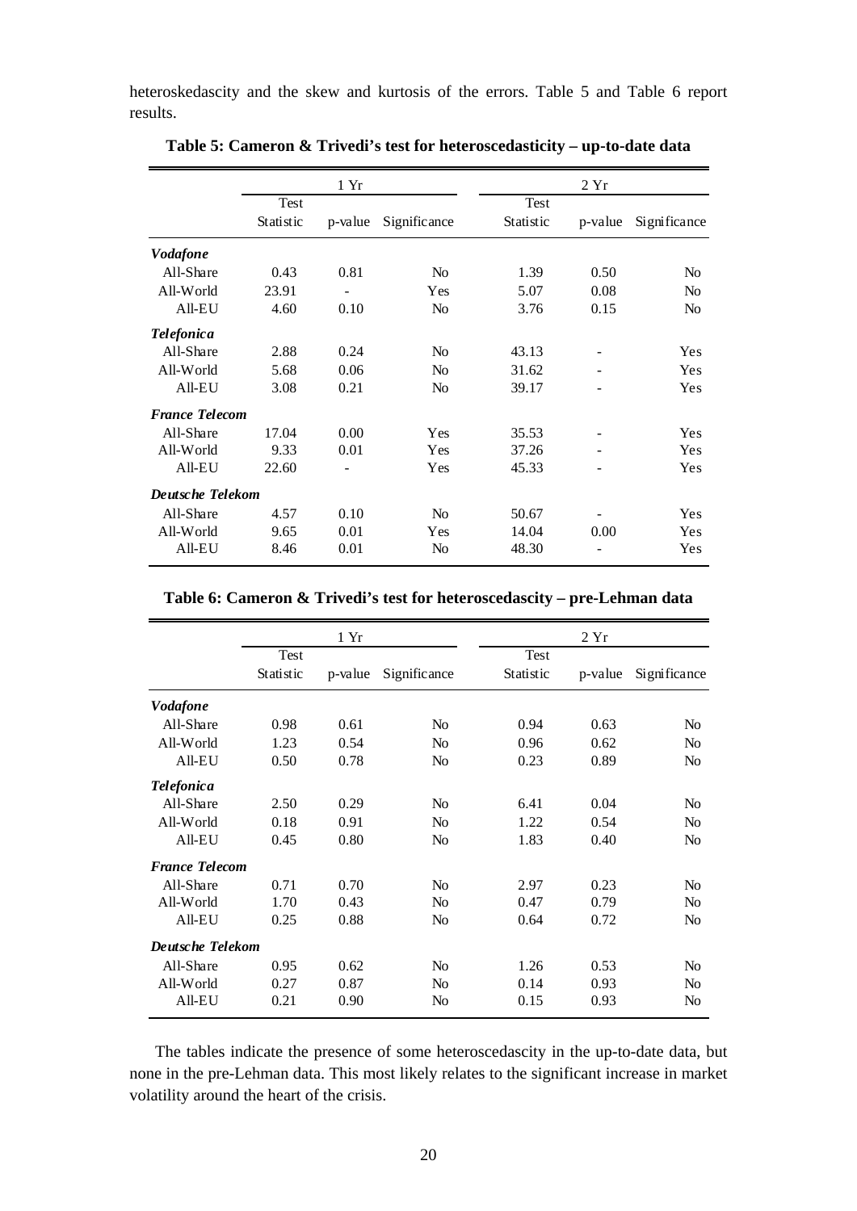heteroskedascity and the skew and kurtosis of the errors. Table 5 and Table 6 report results.

**Table 5: Cameron & Trivedi's test for heteroscedasticity – up-to-date data**

| | 1 Yr | | | 2 Yr | | |
|---|---|---|---|---|---|---|
| | Test Statistic | p-value | Significance | Test Statistic | p-value | Significance |
| ***Vodafone*** | | | | | | |
| All-Share | 0.43 | 0.81 | No | 1.39 | 0.50 | No |
| All-World | 23.91 | - | Yes | 5.07 | 0.08 | No |
| All-EU | 4.60 | 0.10 | No | 3.76 | 0.15 | No |
| ***Telefonica*** | | | | | | |
| All-Share | 2.88 | 0.24 | No | 43.13 | - | Yes |
| All-World | 5.68 | 0.06 | No | 31.62 | - | Yes |
| All-EU | 3.08 | 0.21 | No | 39.17 | - | Yes |
| ***France Telecom*** | | | | | | |
| All-Share | 17.04 | 0.00 | Yes | 35.53 | - | Yes |
| All-World | 9.33 | 0.01 | Yes | 37.26 | - | Yes |
| All-EU | 22.60 | - | Yes | 45.33 | - | Yes |
| ***Deutsche Telekom*** | | | | | | |
| All-Share | 4.57 | 0.10 | No | 50.67 | - | Yes |
| All-World | 9.65 | 0.01 | Yes | 14.04 | 0.00 | Yes |
| All-EU | 8.46 | 0.01 | No | 48.30 | - | Yes |

**Table 6: Cameron & Trivedi's test for heteroscedascity – pre-Lehman data**

| | 1 Yr | | | 2 Yr | | |
|---|---|---|---|---|---|---|
| | Test Statistic | p-value | Significance | Test Statistic | p-value | Significance |
| ***Vodafone*** | | | | | | |
| All-Share | 0.98 | 0.61 | No | 0.94 | 0.63 | No |
| All-World | 1.23 | 0.54 | No | 0.96 | 0.62 | No |
| All-EU | 0.50 | 0.78 | No | 0.23 | 0.89 | No |
| ***Telefonica*** | | | | | | |
| All-Share | 2.50 | 0.29 | No | 6.41 | 0.04 | No |
| All-World | 0.18 | 0.91 | No | 1.22 | 0.54 | No |
| All-EU | 0.45 | 0.80 | No | 1.83 | 0.40 | No |
| ***France Telecom*** | | | | | | |
| All-Share | 0.71 | 0.70 | No | 2.97 | 0.23 | No |
| All-World | 1.70 | 0.43 | No | 0.47 | 0.79 | No |
| All-EU | 0.25 | 0.88 | No | 0.64 | 0.72 | No |
| ***Deutsche Telekom*** | | | | | | |
| All-Share | 0.95 | 0.62 | No | 1.26 | 0.53 | No |
| All-World | 0.27 | 0.87 | No | 0.14 | 0.93 | No |
| All-EU | 0.21 | 0.90 | No | 0.15 | 0.93 | No |

The tables indicate the presence of some heteroscedascity in the up-to-date data, but none in the pre-Lehman data. This most likely relates to the significant increase in market volatility around the heart of the crisis.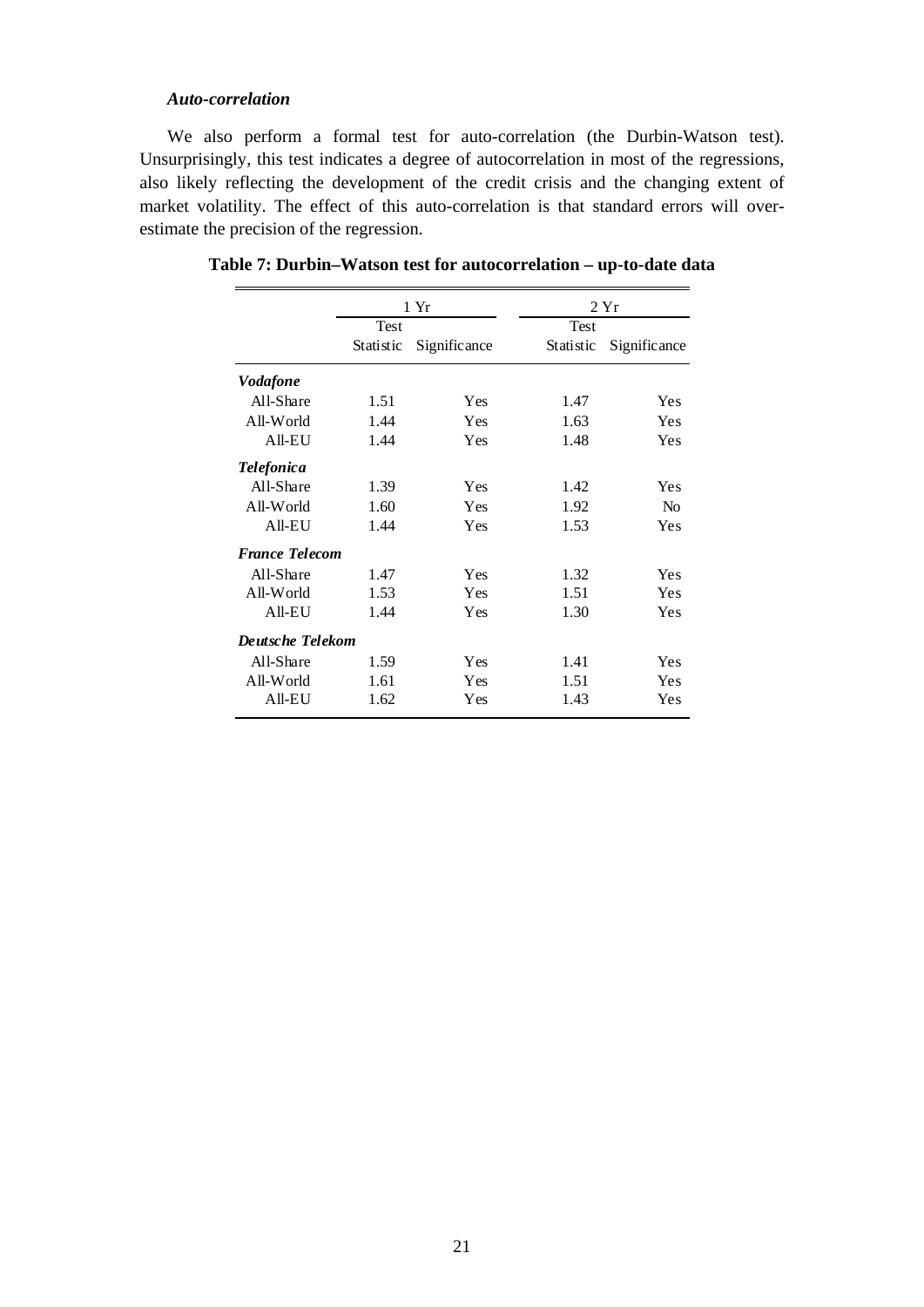*Auto-correlation*

We also perform a formal test for auto-correlation (the Durbin-Watson test). Unsurprisingly, this test indicates a degree of autocorrelation in most of the regressions, also likely reflecting the development of the credit crisis and the changing extent of market volatility. The effect of this auto-correlation is that standard errors will over-estimate the precision of the regression.

**Table 7: Durbin–Watson test for autocorrelation – up-to-date data**

| | 1 Yr | | 2 Yr | |
|---|---|---|---|---|
| | Test Statistic | Significance | Test Statistic | Significance |
| ***Vodafone*** | | | | |
| All-Share | 1.51 | Yes | 1.47 | Yes |
| All-World | 1.44 | Yes | 1.63 | Yes |
| All-EU | 1.44 | Yes | 1.48 | Yes |
| ***Telefonica*** | | | | |
| All-Share | 1.39 | Yes | 1.42 | Yes |
| All-World | 1.60 | Yes | 1.92 | No |
| All-EU | 1.44 | Yes | 1.53 | Yes |
| ***France Telecom*** | | | | |
| All-Share | 1.47 | Yes | 1.32 | Yes |
| All-World | 1.53 | Yes | 1.51 | Yes |
| All-EU | 1.44 | Yes | 1.30 | Yes |
| ***Deutsche Telekom*** | | | | |
| All-Share | 1.59 | Yes | 1.41 | Yes |
| All-World | 1.61 | Yes | 1.51 | Yes |
| All-EU | 1.62 | Yes | 1.43 | Yes |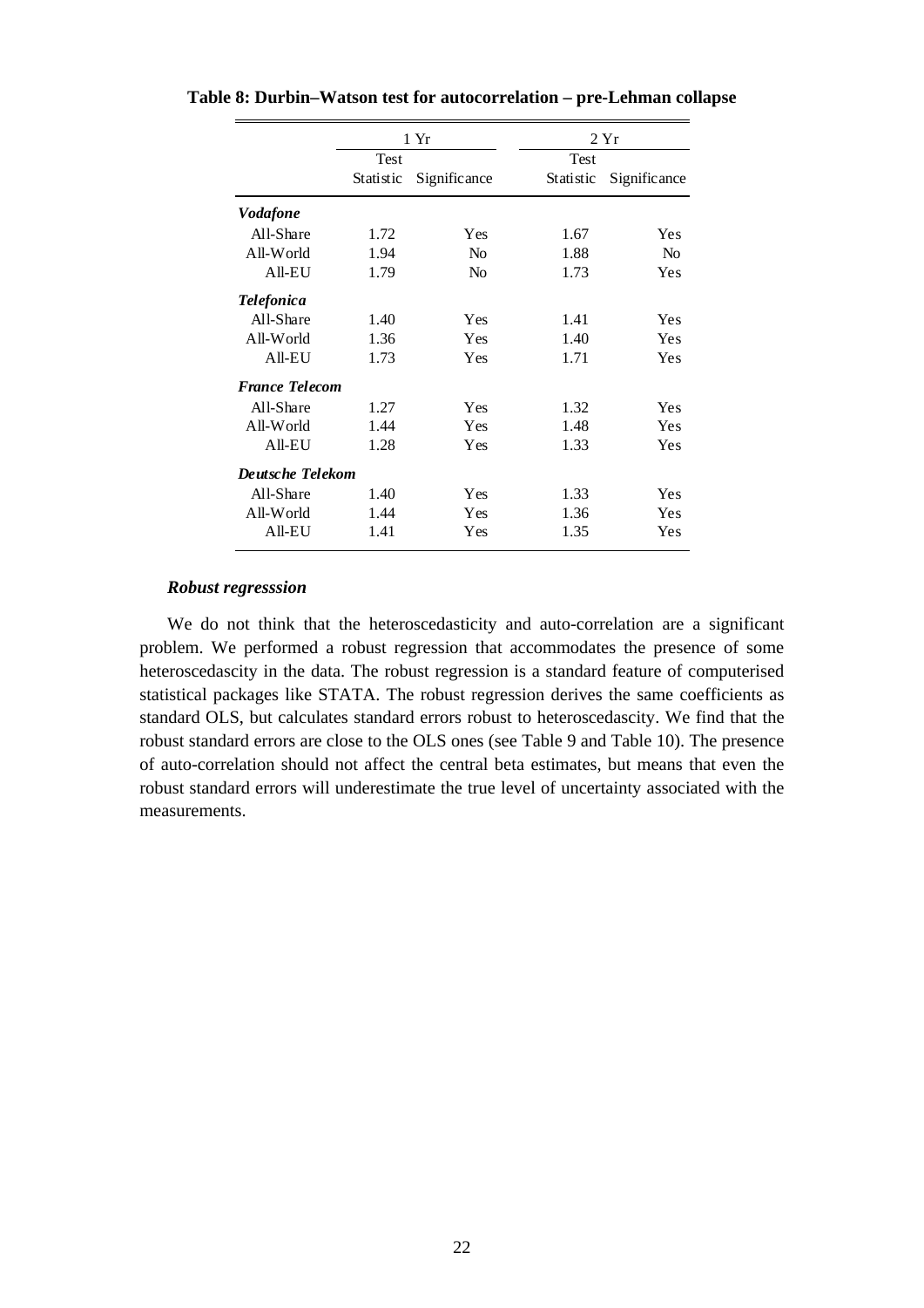**Table 8: Durbin–Watson test for autocorrelation – pre-Lehman collapse**

| | 1 Yr | | 2 Yr | |
|---|---|---|---|---|
| | Test Statistic | Significance | Test Statistic | Significance |
| ***Vodafone*** | | | | |
| All-Share | 1.72 | Yes | 1.67 | Yes |
| All-World | 1.94 | No | 1.88 | No |
| All-EU | 1.79 | No | 1.73 | Yes |
| ***Telefonica*** | | | | |
| All-Share | 1.40 | Yes | 1.41 | Yes |
| All-World | 1.36 | Yes | 1.40 | Yes |
| All-EU | 1.73 | Yes | 1.71 | Yes |
| ***France Telecom*** | | | | |
| All-Share | 1.27 | Yes | 1.32 | Yes |
| All-World | 1.44 | Yes | 1.48 | Yes |
| All-EU | 1.28 | Yes | 1.33 | Yes |
| ***Deutsche Telekom*** | | | | |
| All-Share | 1.40 | Yes | 1.33 | Yes |
| All-World | 1.44 | Yes | 1.36 | Yes |
| All-EU | 1.41 | Yes | 1.35 | Yes |

***Robust regresssion***

We do not think that the heteroscedasticity and auto-correlation are a significant problem. We performed a robust regression that accommodates the presence of some heteroscedascity in the data. The robust regression is a standard feature of computerised statistical packages like STATA. The robust regression derives the same coefficients as standard OLS, but calculates standard errors robust to heteroscedascity. We find that the robust standard errors are close to the OLS ones (see Table 9 and Table 10). The presence of auto-correlation should not affect the central beta estimates, but means that even the robust standard errors will underestimate the true level of uncertainty associated with the measurements.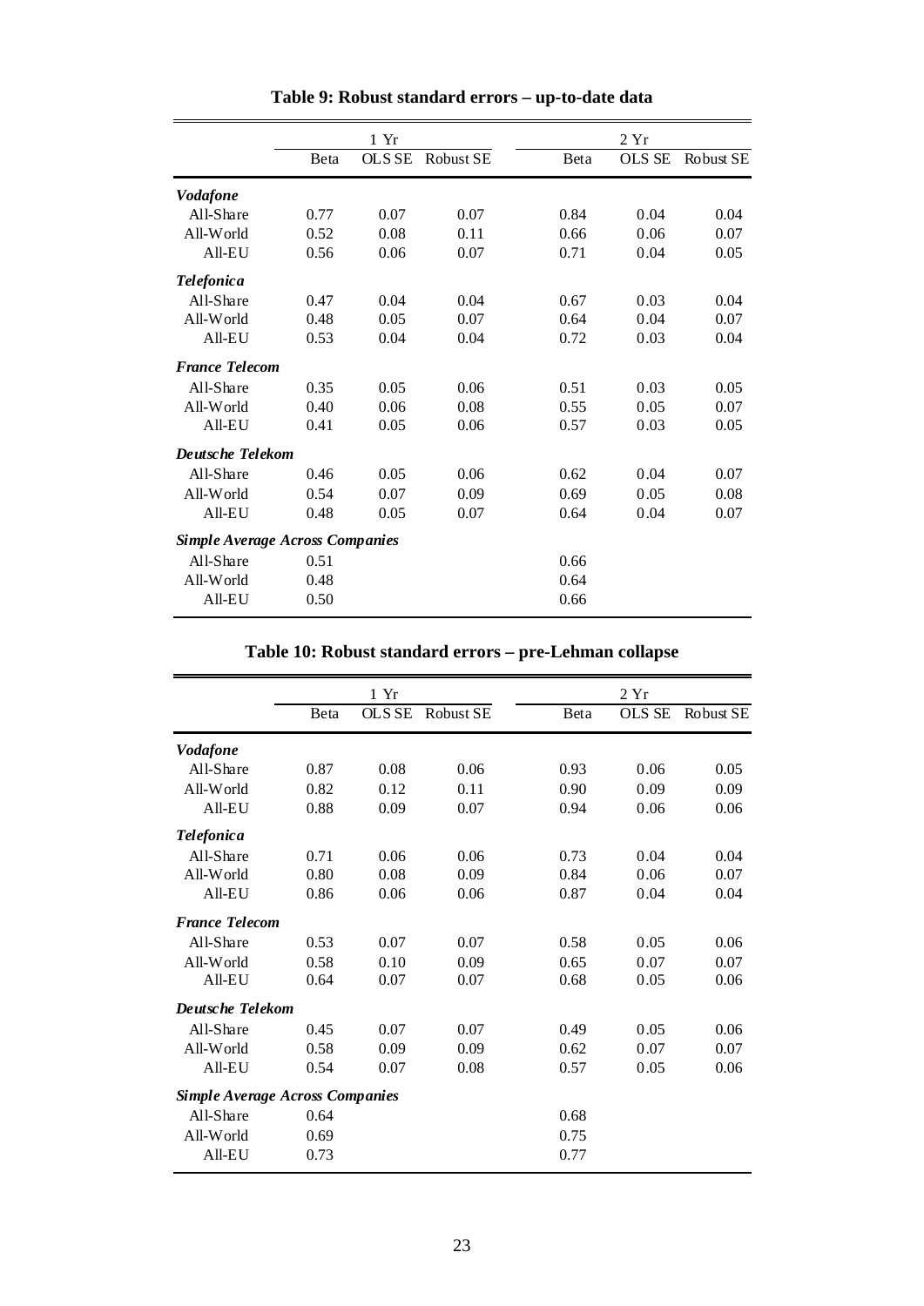**Table 9: Robust standard errors – up-to-date data**

| | 1 Yr | | | 2 Yr | | |
|---|---|---|---|---|---|---|
| | Beta | OLS SE | Robust SE | Beta | OLS SE | Robust SE |
| ***Vodafone*** | | | | | | |
| All-Share | 0.77 | 0.07 | 0.07 | 0.84 | 0.04 | 0.04 |
| All-World | 0.52 | 0.08 | 0.11 | 0.66 | 0.06 | 0.07 |
| All-EU | 0.56 | 0.06 | 0.07 | 0.71 | 0.04 | 0.05 |
| ***Telefonica*** | | | | | | |
| All-Share | 0.47 | 0.04 | 0.04 | 0.67 | 0.03 | 0.04 |
| All-World | 0.48 | 0.05 | 0.07 | 0.64 | 0.04 | 0.07 |
| All-EU | 0.53 | 0.04 | 0.04 | 0.72 | 0.03 | 0.04 |
| ***France Telecom*** | | | | | | |
| All-Share | 0.35 | 0.05 | 0.06 | 0.51 | 0.03 | 0.05 |
| All-World | 0.40 | 0.06 | 0.08 | 0.55 | 0.05 | 0.07 |
| All-EU | 0.41 | 0.05 | 0.06 | 0.57 | 0.03 | 0.05 |
| ***Deutsche Telekom*** | | | | | | |
| All-Share | 0.46 | 0.05 | 0.06 | 0.62 | 0.04 | 0.07 |
| All-World | 0.54 | 0.07 | 0.09 | 0.69 | 0.05 | 0.08 |
| All-EU | 0.48 | 0.05 | 0.07 | 0.64 | 0.04 | 0.07 |
| ***Simple Average Across Companies*** | | | | | | |
| All-Share | 0.51 | | | 0.66 | | |
| All-World | 0.48 | | | 0.64 | | |
| All-EU | 0.50 | | | 0.66 | | |

**Table 10: Robust standard errors – pre-Lehman collapse**

| | 1 Yr | | | 2 Yr | | |
|---|---|---|---|---|---|---|
| | Beta | OLS SE | Robust SE | Beta | OLS SE | Robust SE |
| ***Vodafone*** | | | | | | |
| All-Share | 0.87 | 0.08 | 0.06 | 0.93 | 0.06 | 0.05 |
| All-World | 0.82 | 0.12 | 0.11 | 0.90 | 0.09 | 0.09 |
| All-EU | 0.88 | 0.09 | 0.07 | 0.94 | 0.06 | 0.06 |
| ***Telefonica*** | | | | | | |
| All-Share | 0.71 | 0.06 | 0.06 | 0.73 | 0.04 | 0.04 |
| All-World | 0.80 | 0.08 | 0.09 | 0.84 | 0.06 | 0.07 |
| All-EU | 0.86 | 0.06 | 0.06 | 0.87 | 0.04 | 0.04 |
| ***France Telecom*** | | | | | | |
| All-Share | 0.53 | 0.07 | 0.07 | 0.58 | 0.05 | 0.06 |
| All-World | 0.58 | 0.10 | 0.09 | 0.65 | 0.07 | 0.07 |
| All-EU | 0.64 | 0.07 | 0.07 | 0.68 | 0.05 | 0.06 |
| ***Deutsche Telekom*** | | | | | | |
| All-Share | 0.45 | 0.07 | 0.07 | 0.49 | 0.05 | 0.06 |
| All-World | 0.58 | 0.09 | 0.09 | 0.62 | 0.07 | 0.07 |
| All-EU | 0.54 | 0.07 | 0.08 | 0.57 | 0.05 | 0.06 |
| ***Simple Average Across Companies*** | | | | | | |
| All-Share | 0.64 | | | 0.68 | | |
| All-World | 0.69 | | | 0.75 | | |
| All-EU | 0.73 | | | 0.77 | | |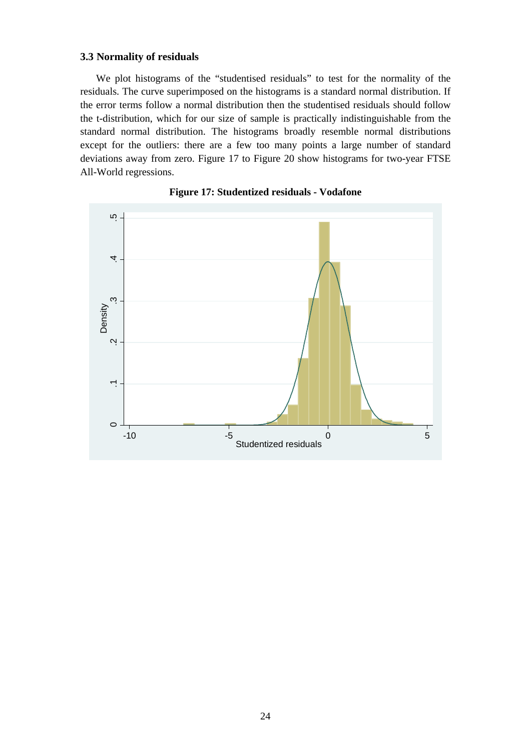### 3.3 Normality of residuals

We plot histograms of the "studentised residuals" to test for the normality of the residuals. The curve superimposed on the histograms is a standard normal distribution. If the error terms follow a normal distribution then the studentised residuals should follow the t-distribution, which for our size of sample is practically indistinguishable from the standard normal distribution. The histograms broadly resemble normal distributions except for the outliers: there are a few too many points a large number of standard deviations away from zero. Figure 17 to Figure 20 show histograms for two-year FTSE All-World regressions.

**Figure 17: Studentized residuals - Vodafone**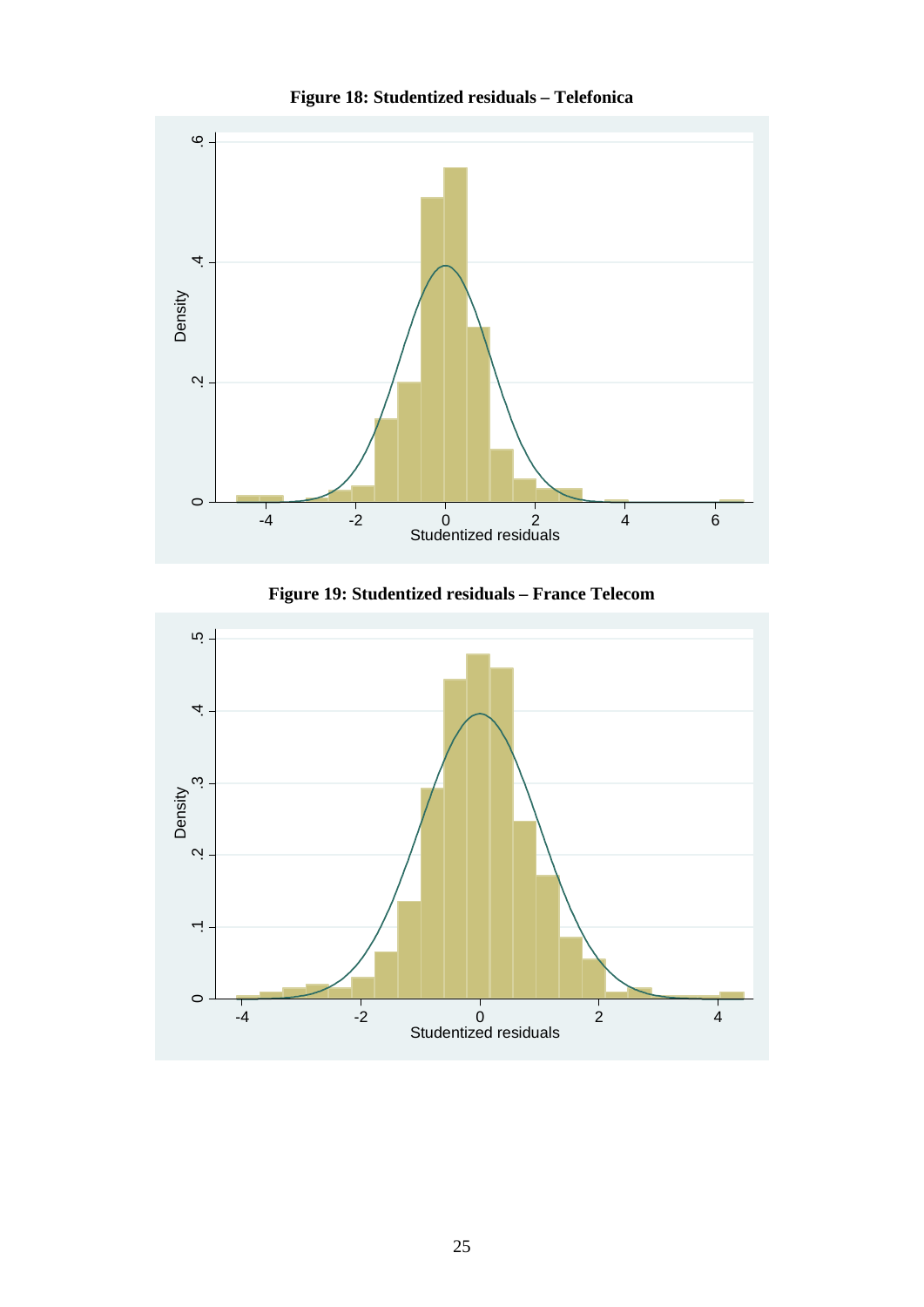**Figure 18: Studentized residuals – Telefonica**

**Figure 19: Studentized residuals – France Telecom**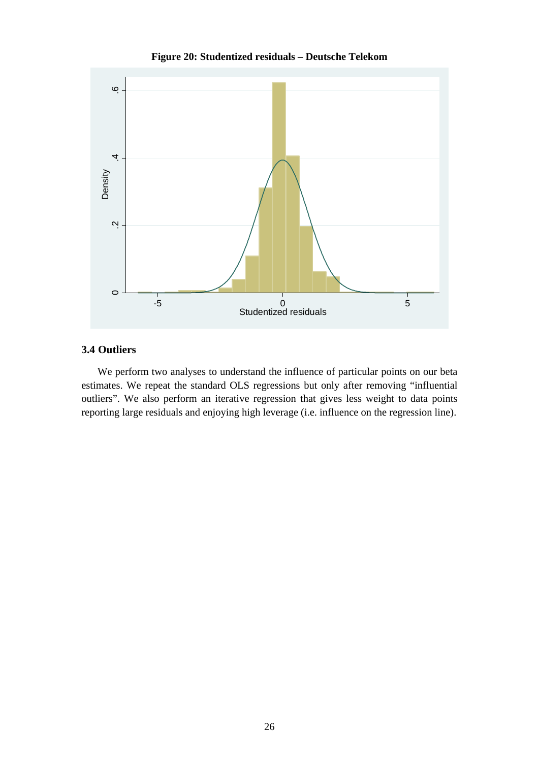**Figure 20: Studentized residuals – Deutsche Telekom**

### 3.4 Outliers

We perform two analyses to understand the influence of particular points on our beta estimates. We repeat the standard OLS regressions but only after removing "influential outliers". We also perform an iterative regression that gives less weight to data points reporting large residuals and enjoying high leverage (i.e. influence on the regression line).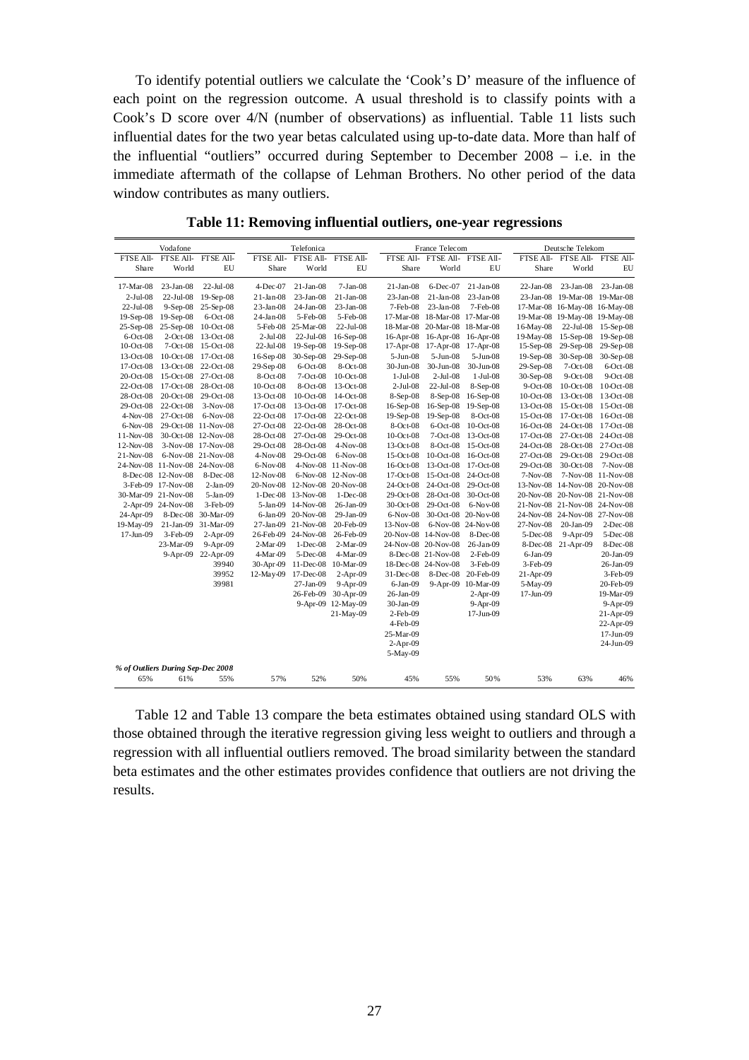To identify potential outliers we calculate the 'Cook's D' measure of the influence of each point on the regression outcome. A usual threshold is to classify points with a Cook's D score over 4/N (number of observations) as influential. Table 11 lists such influential dates for the two year betas calculated using up-to-date data. More than half of the influential "outliers" occurred during September to December 2008 – i.e. in the immediate aftermath of the collapse of Lehman Brothers. No other period of the data window contributes as many outliers.

**Table 11: Removing influential outliers, one-year regressions**

| Vodafone | | | Telefonica | | | France Telecom | | | Deutsche Telekom | | |
|---|---|---|---|---|---|---|---|---|---|---|---|
| FTSE All-Share | FTSE All-World | FTSE All-EU | FTSE All-Share | FTSE All-World | FTSE All-EU | FTSE All-Share | FTSE All-World | FTSE All-EU | FTSE All-Share | FTSE All-World | FTSE All-EU |
| 17-Mar-08 | 23-Jan-08 | 22-Jul-08 | 4-Dec-07 | 21-Jan-08 | 7-Jan-08 | 21-Jan-08 | 6-Dec-07 | 21-Jan-08 | 22-Jan-08 | 23-Jan-08 | 23-Jan-08 |
| 2-Jul-08 | 22-Jul-08 | 19-Sep-08 | 21-Jan-08 | 23-Jan-08 | 21-Jan-08 | 23-Jan-08 | 21-Jan-08 | 23-Jan-08 | 23-Jan-08 | 19-Mar-08 | 19-Mar-08 |
| 22-Jul-08 | 9-Sep-08 | 25-Sep-08 | 23-Jan-08 | 24-Jan-08 | 23-Jan-08 | 7-Feb-08 | 23-Jan-08 | 7-Feb-08 | 17-Mar-08 | 16-May-08 | 16-May-08 |
| 19-Sep-08 | 19-Sep-08 | 6-Oct-08 | 24-Jan-08 | 5-Feb-08 | 5-Feb-08 | 17-Mar-08 | 18-Mar-08 | 17-Mar-08 | 19-Mar-08 | 19-May-08 | 19-May-08 |
| 25-Sep-08 | 25-Sep-08 | 10-Oct-08 | 5-Feb-08 | 25-Mar-08 | 22-Jul-08 | 18-Mar-08 | 20-Mar-08 | 18-Mar-08 | 16-May-08 | 22-Jul-08 | 15-Sep-08 |
| 6-Oct-08 | 2-Oct-08 | 13-Oct-08 | 2-Jul-08 | 22-Jul-08 | 16-Sep-08 | 16-Apr-08 | 16-Apr-08 | 16-Apr-08 | 19-May-08 | 15-Sep-08 | 19-Sep-08 |
| 10-Oct-08 | 7-Oct-08 | 15-Oct-08 | 22-Jul-08 | 19-Sep-08 | 19-Sep-08 | 17-Apr-08 | 17-Apr-08 | 17-Apr-08 | 15-Sep-08 | 29-Sep-08 | 29-Sep-08 |
| 13-Oct-08 | 10-Oct-08 | 17-Oct-08 | 16-Sep-08 | 30-Sep-08 | 29-Sep-08 | 5-Jun-08 | 5-Jun-08 | 5-Jun-08 | 19-Sep-08 | 30-Sep-08 | 30-Sep-08 |
| 17-Oct-08 | 13-Oct-08 | 22-Oct-08 | 29-Sep-08 | 6-Oct-08 | 8-Oct-08 | 30-Jun-08 | 30-Jun-08 | 30-Jun-08 | 29-Sep-08 | 7-Oct-08 | 6-Oct-08 |
| 20-Oct-08 | 15-Oct-08 | 27-Oct-08 | 8-Oct-08 | 7-Oct-08 | 10-Oct-08 | 1-Jul-08 | 2-Jul-08 | 1-Jul-08 | 30-Sep-08 | 9-Oct-08 | 9-Oct-08 |
| 22-Oct-08 | 17-Oct-08 | 28-Oct-08 | 10-Oct-08 | 8-Oct-08 | 13-Oct-08 | 2-Jul-08 | 22-Jul-08 | 8-Sep-08 | 9-Oct-08 | 10-Oct-08 | 10-Oct-08 |
| 28-Oct-08 | 20-Oct-08 | 29-Oct-08 | 13-Oct-08 | 10-Oct-08 | 14-Oct-08 | 8-Sep-08 | 8-Sep-08 | 16-Sep-08 | 10-Oct-08 | 13-Oct-08 | 13-Oct-08 |
| 29-Oct-08 | 22-Oct-08 | 3-Nov-08 | 17-Oct-08 | 13-Oct-08 | 17-Oct-08 | 16-Sep-08 | 16-Sep-08 | 19-Sep-08 | 13-Oct-08 | 15-Oct-08 | 15-Oct-08 |
| 4-Nov-08 | 27-Oct-08 | 6-Nov-08 | 22-Oct-08 | 17-Oct-08 | 22-Oct-08 | 19-Sep-08 | 19-Sep-08 | 8-Oct-08 | 15-Oct-08 | 17-Oct-08 | 16-Oct-08 |
| 6-Nov-08 | 29-Oct-08 | 11-Nov-08 | 27-Oct-08 | 22-Oct-08 | 28-Oct-08 | 8-Oct-08 | 6-Oct-08 | 10-Oct-08 | 16-Oct-08 | 24-Oct-08 | 17-Oct-08 |
| 11-Nov-08 | 30-Oct-08 | 12-Nov-08 | 28-Oct-08 | 27-Oct-08 | 29-Oct-08 | 10-Oct-08 | 7-Oct-08 | 13-Oct-08 | 17-Oct-08 | 27-Oct-08 | 24-Oct-08 |
| 12-Nov-08 | 3-Nov-08 | 17-Nov-08 | 29-Oct-08 | 28-Oct-08 | 4-Nov-08 | 13-Oct-08 | 8-Oct-08 | 15-Oct-08 | 24-Oct-08 | 28-Oct-08 | 27-Oct-08 |
| 21-Nov-08 | 6-Nov-08 | 21-Nov-08 | 4-Nov-08 | 29-Oct-08 | 6-Nov-08 | 15-Oct-08 | 10-Oct-08 | 16-Oct-08 | 27-Oct-08 | 29-Oct-08 | 29-Oct-08 |
| 24-Nov-08 | 11-Nov-08 | 24-Nov-08 | 6-Nov-08 | 4-Nov-08 | 11-Nov-08 | 16-Oct-08 | 13-Oct-08 | 17-Oct-08 | 29-Oct-08 | 30-Oct-08 | 7-Nov-08 |
| 8-Dec-08 | 12-Nov-08 | 8-Dec-08 | 12-Nov-08 | 6-Nov-08 | 12-Nov-08 | 17-Oct-08 | 15-Oct-08 | 24-Oct-08 | 7-Nov-08 | 7-Nov-08 | 11-Nov-08 |
| 3-Feb-09 | 17-Nov-08 | 2-Jan-09 | 20-Nov-08 | 12-Nov-08 | 20-Nov-08 | 24-Oct-08 | 24-Oct-08 | 29-Oct-08 | 13-Nov-08 | 14-Nov-08 | 20-Nov-08 |
| 30-Mar-09 | 21-Nov-08 | 5-Jan-09 | 1-Dec-08 | 13-Nov-08 | 1-Dec-08 | 29-Oct-08 | 28-Oct-08 | 30-Oct-08 | 20-Nov-08 | 20-Nov-08 | 21-Nov-08 |
| 2-Apr-09 | 24-Nov-08 | 3-Feb-09 | 5-Jan-09 | 14-Nov-08 | 26-Jan-09 | 30-Oct-08 | 29-Oct-08 | 6-Nov-08 | 21-Nov-08 | 21-Nov-08 | 24-Nov-08 |
| 24-Apr-09 | 8-Dec-08 | 30-Mar-09 | 6-Jan-09 | 20-Nov-08 | 29-Jan-09 | 6-Nov-08 | 30-Oct-08 | 20-Nov-08 | 24-Nov-08 | 24-Nov-08 | 27-Nov-08 |
| 19-May-09 | 21-Jan-09 | 31-Mar-09 | 27-Jan-09 | 21-Nov-08 | 20-Feb-09 | 13-Nov-08 | 6-Nov-08 | 24-Nov-08 | 27-Nov-08 | 20-Jan-09 | 2-Dec-08 |
| 17-Jun-09 | 3-Feb-09 | 2-Apr-09 | 26-Feb-09 | 24-Nov-08 | 26-Feb-09 | 20-Nov-08 | 14-Nov-08 | 8-Dec-08 | 5-Dec-08 | 9-Apr-09 | 5-Dec-08 |
| | 23-Mar-09 | 9-Apr-09 | 2-Mar-09 | 1-Dec-08 | 2-Mar-09 | 24-Nov-08 | 20-Nov-08 | 26-Jan-09 | 8-Dec-08 | 21-Apr-09 | 8-Dec-08 |
| | 9-Apr-09 | 22-Apr-09 | 4-Mar-09 | 5-Dec-08 | 4-Mar-09 | 8-Dec-08 | 21-Nov-08 | 2-Feb-09 | 6-Jan-09 | | 20-Jan-09 |
| | | 39940 | 30-Apr-09 | 11-Dec-08 | 10-Mar-09 | 18-Dec-08 | 24-Nov-08 | 3-Feb-09 | 3-Feb-09 | | 26-Jan-09 |
| | | 39952 | 12-May-09 | 17-Dec-08 | 2-Apr-09 | 31-Dec-08 | 8-Dec-08 | 20-Feb-09 | 21-Apr-09 | | 3-Feb-09 |
| | | 39981 | | 27-Jan-09 | 9-Apr-09 | 6-Jan-09 | 9-Apr-09 | 10-Mar-09 | 5-May-09 | | 20-Feb-09 |
| | | | | 26-Feb-09 | 30-Apr-09 | 26-Jan-09 | | 2-Apr-09 | 17-Jun-09 | | 19-Mar-09 |
| | | | | 9-Apr-09 | 12-May-09 | 30-Jan-09 | | 9-Apr-09 | | | 9-Apr-09 |
| | | | | | 21-May-09 | 2-Feb-09 | | 17-Jun-09 | | | 21-Apr-09 |
| | | | | | | 4-Feb-09 | | | | | 22-Apr-09 |
| | | | | | | 25-Mar-09 | | | | | 17-Jun-09 |
| | | | | | | 2-Apr-09 | | | | | 24-Jun-09 |
| | | | | | | 5-May-09 | | | | | |
| *% of Outliers During Sep-Dec 2008* | | | | | | | | | | | |
| 65% | 61% | 55% | 57% | 52% | 50% | 45% | 55% | 50% | 53% | 63% | 46% |

Table 12 and Table 13 compare the beta estimates obtained using standard OLS with those obtained through the iterative regression giving less weight to outliers and through a regression with all influential outliers removed. The broad similarity between the standard beta estimates and the other estimates provides confidence that outliers are not driving the results.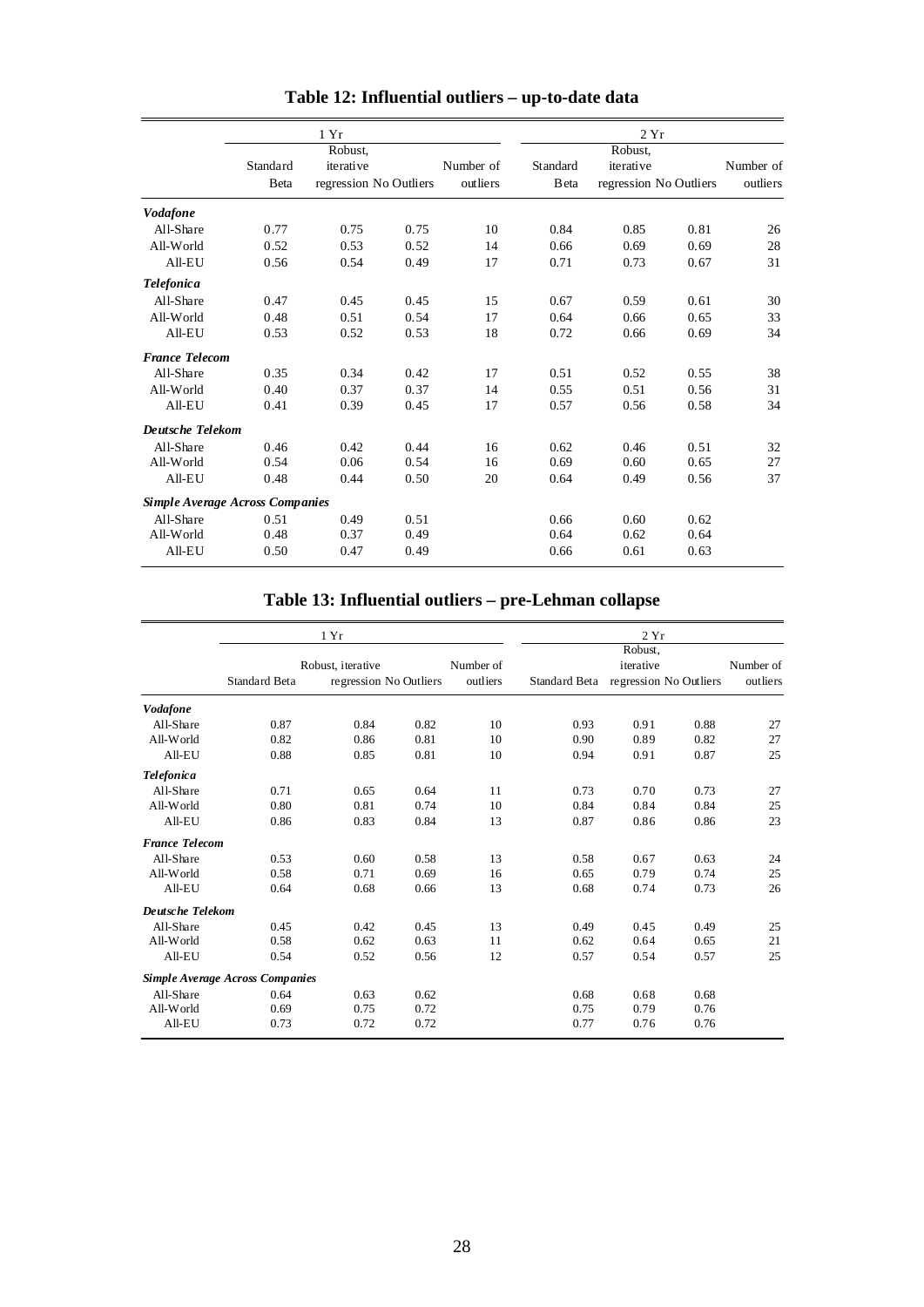## Table 12: Influential outliers – up-to-date data

| | 1 Yr | | | | 2 Yr | | | |
|---|---|---|---|---|---|---|---|---|
| | Standard Beta | Robust, iterative regression | No Outliers | Number of outliers | Standard Beta | Robust, iterative regression | No Outliers | Number of outliers |
| ***Vodafone*** | | | | | | | | |
| All-Share | 0.77 | 0.75 | 0.75 | 10 | 0.84 | 0.85 | 0.81 | 26 |
| All-World | 0.52 | 0.53 | 0.52 | 14 | 0.66 | 0.69 | 0.69 | 28 |
| All-EU | 0.56 | 0.54 | 0.49 | 17 | 0.71 | 0.73 | 0.67 | 31 |
| ***Telefonica*** | | | | | | | | |
| All-Share | 0.47 | 0.45 | 0.45 | 15 | 0.67 | 0.59 | 0.61 | 30 |
| All-World | 0.48 | 0.51 | 0.54 | 17 | 0.64 | 0.66 | 0.65 | 33 |
| All-EU | 0.53 | 0.52 | 0.53 | 18 | 0.72 | 0.66 | 0.69 | 34 |
| ***France Telecom*** | | | | | | | | |
| All-Share | 0.35 | 0.34 | 0.42 | 17 | 0.51 | 0.52 | 0.55 | 38 |
| All-World | 0.40 | 0.37 | 0.37 | 14 | 0.55 | 0.51 | 0.56 | 31 |
| All-EU | 0.41 | 0.39 | 0.45 | 17 | 0.57 | 0.56 | 0.58 | 34 |
| ***Deutsche Telekom*** | | | | | | | | |
| All-Share | 0.46 | 0.42 | 0.44 | 16 | 0.62 | 0.46 | 0.51 | 32 |
| All-World | 0.54 | 0.06 | 0.54 | 16 | 0.69 | 0.60 | 0.65 | 27 |
| All-EU | 0.48 | 0.44 | 0.50 | 20 | 0.64 | 0.49 | 0.56 | 37 |
| ***Simple Average Across Companies*** | | | | | | | | |
| All-Share | 0.51 | 0.49 | 0.51 | | 0.66 | 0.60 | 0.62 | |
| All-World | 0.48 | 0.37 | 0.49 | | 0.64 | 0.62 | 0.64 | |
| All-EU | 0.50 | 0.47 | 0.49 | | 0.66 | 0.61 | 0.63 | |

## Table 13: Influential outliers – pre-Lehman collapse

| | 1 Yr | | | | 2 Yr | | | |
|---|---|---|---|---|---|---|---|---|
| | Standard Beta | Robust, iterative regression | No Outliers | Number of outliers | Standard Beta | Robust, iterative regression | No Outliers | Number of outliers |
| ***Vodafone*** | | | | | | | | |
| All-Share | 0.87 | 0.84 | 0.82 | 10 | 0.93 | 0.91 | 0.88 | 27 |
| All-World | 0.82 | 0.86 | 0.81 | 10 | 0.90 | 0.89 | 0.82 | 27 |
| All-EU | 0.88 | 0.85 | 0.81 | 10 | 0.94 | 0.91 | 0.87 | 25 |
| ***Telefonica*** | | | | | | | | |
| All-Share | 0.71 | 0.65 | 0.64 | 11 | 0.73 | 0.70 | 0.73 | 27 |
| All-World | 0.80 | 0.81 | 0.74 | 10 | 0.84 | 0.84 | 0.84 | 25 |
| All-EU | 0.86 | 0.83 | 0.84 | 13 | 0.87 | 0.86 | 0.86 | 23 |
| ***France Telecom*** | | | | | | | | |
| All-Share | 0.53 | 0.60 | 0.58 | 13 | 0.58 | 0.67 | 0.63 | 24 |
| All-World | 0.58 | 0.71 | 0.69 | 16 | 0.65 | 0.79 | 0.74 | 25 |
| All-EU | 0.64 | 0.68 | 0.66 | 13 | 0.68 | 0.74 | 0.73 | 26 |
| ***Deutsche Telekom*** | | | | | | | | |
| All-Share | 0.45 | 0.42 | 0.45 | 13 | 0.49 | 0.45 | 0.49 | 25 |
| All-World | 0.58 | 0.62 | 0.63 | 11 | 0.62 | 0.64 | 0.65 | 21 |
| All-EU | 0.54 | 0.52 | 0.56 | 12 | 0.57 | 0.54 | 0.57 | 25 |
| ***Simple Average Across Companies*** | | | | | | | | |
| All-Share | 0.64 | 0.63 | 0.62 | | 0.68 | 0.68 | 0.68 | |
| All-World | 0.69 | 0.75 | 0.72 | | 0.75 | 0.79 | 0.76 | |
| All-EU | 0.73 | 0.72 | 0.72 | | 0.77 | 0.76 | 0.76 | |